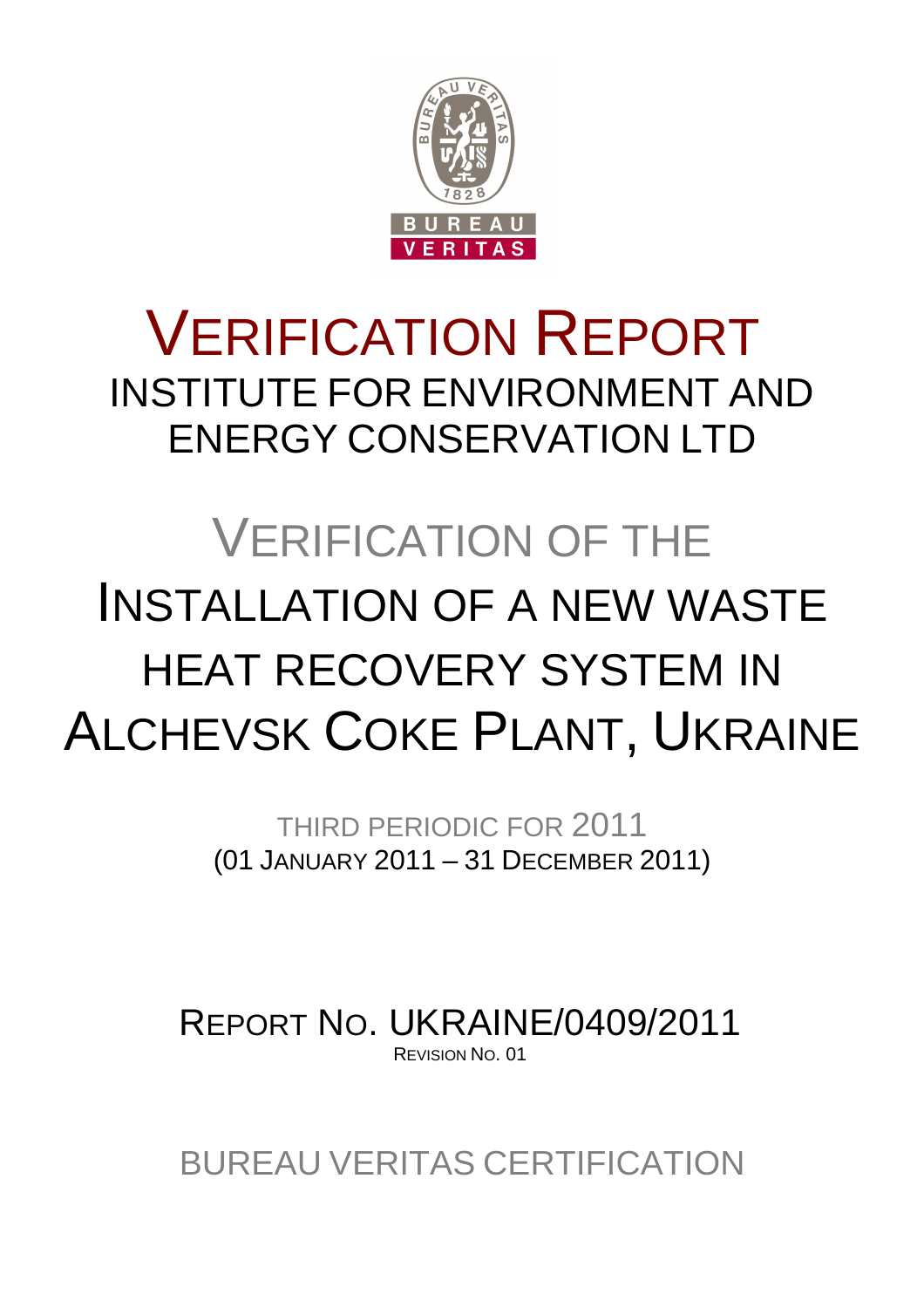# VERIFICATION REPORT

## INSTITUTE FOR ENVIRONMENT AND ENERGY CONSERVATION LTD

# VERIFICATION OF THE INSTALLATION OF A NEW WASTE HEAT RECOVERY SYSTEM IN ALCHEVSK COKE PLANT, UKRAINE

THIRD PERIODIC FOR 2011

(01 JANUARY 2011 – 31 DECEMBER 2011)

REPORT NO. UKRAINE/0409/2011

REVISION NO. 01

BUREAU VERITAS CERTIFICATION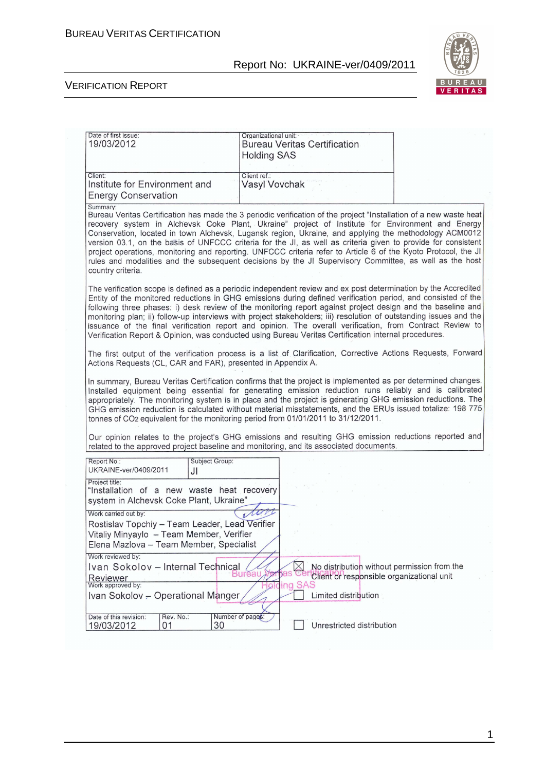| Date of first issue: 19/03/2012 | Organizational unit: Bureau Veritas Certification Holding SAS |
|---|---|
| Client: Institute for Environment and Energy Conservation | Client ref.: Vasyl Vovchak |

Summary:

Bureau Veritas Certification has made the 3 periodic verification of the project "Installation of a new waste heat recovery system in Alchevsk Coke Plant, Ukraine" project of Institute for Environment and Energy Conservation, located in town Alchevsk, Lugansk region, Ukraine, and applying the methodology ACM0012 version 03.1, on the basis of UNFCCC criteria for the JI, as well as criteria given to provide for consistent project operations, monitoring and reporting. UNFCCC criteria refer to Article 6 of the Kyoto Protocol, the JI rules and modalities and the subsequent decisions by the JI Supervisory Committee, as well as the host country criteria.

The verification scope is defined as a periodic independent review and ex post determination by the Accredited Entity of the monitored reductions in GHG emissions during defined verification period, and consisted of the following three phases: i) desk review of the monitoring report against project design and the baseline and monitoring plan; ii) follow-up interviews with project stakeholders; iii) resolution of outstanding issues and the issuance of the final verification report and opinion. The overall verification, from Contract Review to Verification Report & Opinion, was conducted using Bureau Veritas Certification internal procedures.

The first output of the verification process is a list of Clarification, Corrective Actions Requests, Forward Actions Requests (CL, CAR and FAR), presented in Appendix A.

In summary, Bureau Veritas Certification confirms that the project is implemented as per determined changes. Installed equipment being essential for generating emission reduction runs reliably and is calibrated appropriately. The monitoring system is in place and the project is generating GHG emission reductions. The GHG emission reduction is calculated without material misstatements, and the ERUs issued totalize: 198 775 tonnes of $CO_2$ equivalent for the monitoring period from 01/01/2011 to 31/12/2011.

Our opinion relates to the project's GHG emissions and resulting GHG emission reductions reported and related to the approved project baseline and monitoring, and its associated documents.

| Report No.: UKRAINE-ver/0409/2011 | Subject Group: JI | |
|---|---|---|
| Project title: "Installation of a new waste heat recovery system in Alchevsk Coke Plant, Ukraine" | | |
| Work carried out by: Rostislav Topchiy – Team Leader, Lead Verifier; Vitaliy Minyaylo – Team Member, Verifier; Elena Mazlova – Team Member, Specialist | | |
| Work reviewed by: Ivan Sokolov – Internal Technical Reviewer | | |
| Work approved by: Ivan Sokolov – Operational Manger | | |
| Date of this revision: 19/03/2012 | Rev. No.: 01 | Number of pages: 30 |

- [x] No distribution without permission from the Client or responsible organizational unit
- [ ] Limited distribution
- [ ] Unrestricted distribution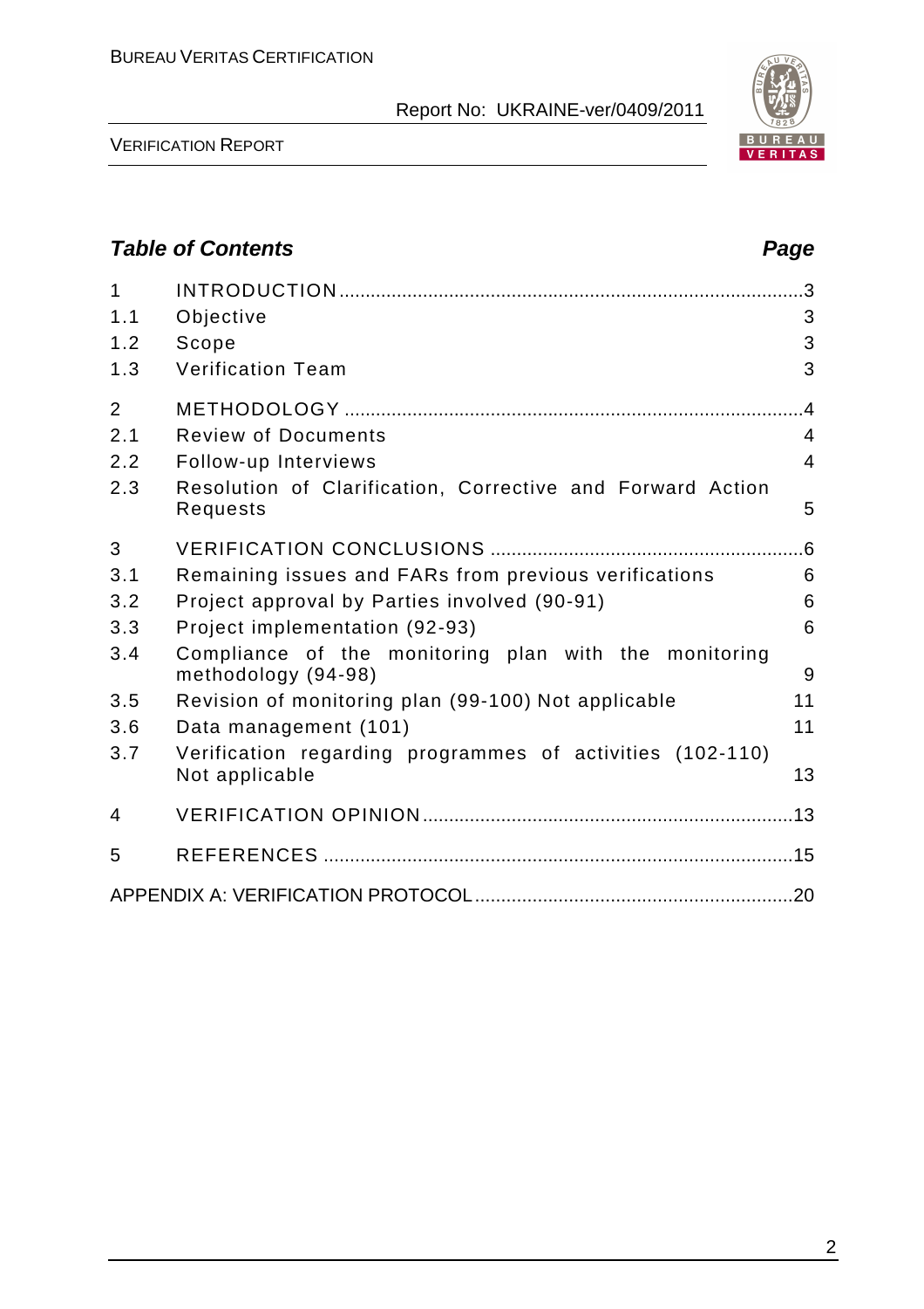## Table of Contents

| | | Page |
|---|---|---|
| 1 | INTRODUCTION | 3 |
| 1.1 | Objective | 3 |
| 1.2 | Scope | 3 |
| 1.3 | Verification Team | 3 |
| 2 | METHODOLOGY | 4 |
| 2.1 | Review of Documents | 4 |
| 2.2 | Follow-up Interviews | 4 |
| 2.3 | Resolution of Clarification, Corrective and Forward Action Requests | 5 |
| 3 | VERIFICATION CONCLUSIONS | 6 |
| 3.1 | Remaining issues and FARs from previous verifications | 6 |
| 3.2 | Project approval by Parties involved (90-91) | 6 |
| 3.3 | Project implementation (92-93) | 6 |
| 3.4 | Compliance of the monitoring plan with the monitoring methodology (94-98) | 9 |
| 3.5 | Revision of monitoring plan (99-100) Not applicable | 11 |
| 3.6 | Data management (101) | 11 |
| 3.7 | Verification regarding programmes of activities (102-110) Not applicable | 13 |
| 4 | VERIFICATION OPINION | 13 |
| 5 | REFERENCES | 15 |
| | APPENDIX A: VERIFICATION PROTOCOL | 20 |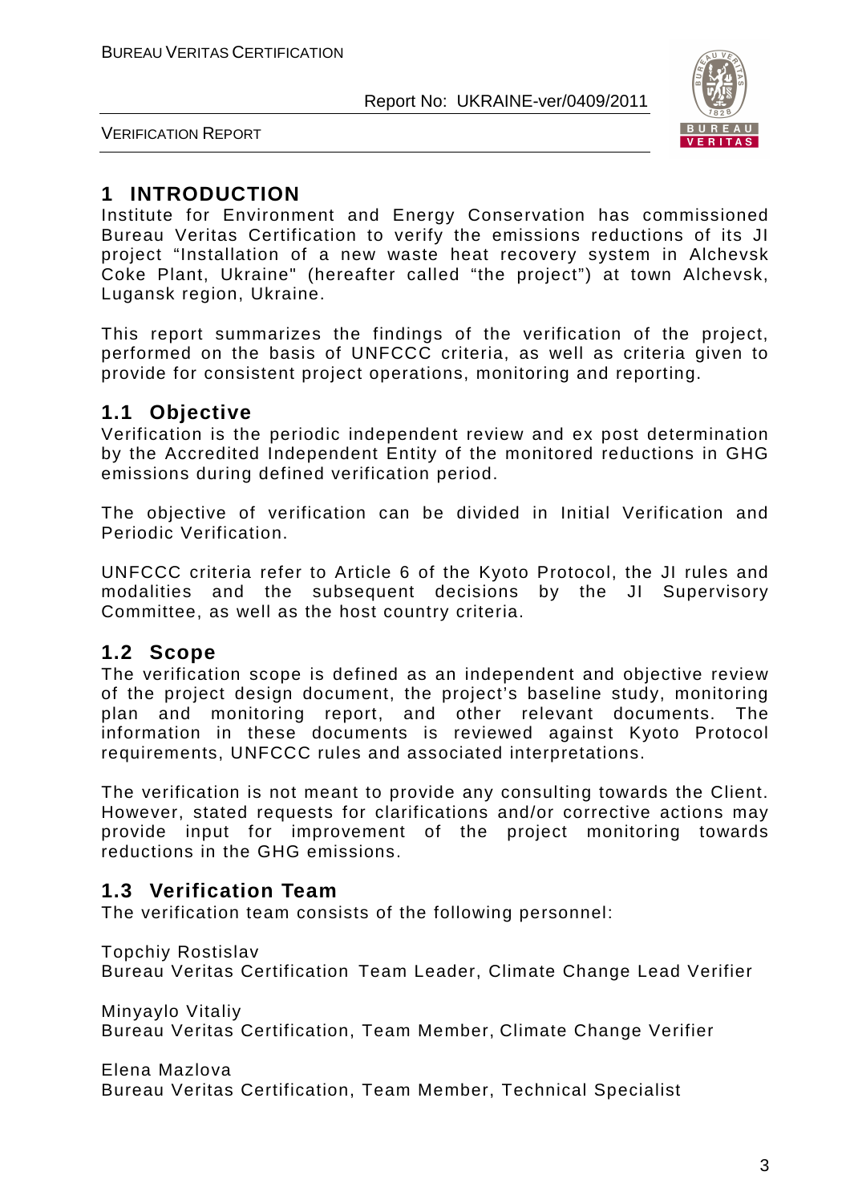# 1 INTRODUCTION

Institute for Environment and Energy Conservation has commissioned Bureau Veritas Certification to verify the emissions reductions of its JI project "Installation of a new waste heat recovery system in Alchevsk Coke Plant, Ukraine" (hereafter called "the project") at town Alchevsk, Lugansk region, Ukraine.

This report summarizes the findings of the verification of the project, performed on the basis of UNFCCC criteria, as well as criteria given to provide for consistent project operations, monitoring and reporting.

## 1.1 Objective

Verification is the periodic independent review and ex post determination by the Accredited Independent Entity of the monitored reductions in GHG emissions during defined verification period.

The objective of verification can be divided in Initial Verification and Periodic Verification.

UNFCCC criteria refer to Article 6 of the Kyoto Protocol, the JI rules and modalities and the subsequent decisions by the JI Supervisory Committee, as well as the host country criteria.

## 1.2 Scope

The verification scope is defined as an independent and objective review of the project design document, the project's baseline study, monitoring plan and monitoring report, and other relevant documents. The information in these documents is reviewed against Kyoto Protocol requirements, UNFCCC rules and associated interpretations.

The verification is not meant to provide any consulting towards the Client. However, stated requests for clarifications and/or corrective actions may provide input for improvement of the project monitoring towards reductions in the GHG emissions.

## 1.3 Verification Team

The verification team consists of the following personnel:

Topchiy Rostislav
Bureau Veritas Certification Team Leader, Climate Change Lead Verifier

Minyaylo Vitaliy
Bureau Veritas Certification, Team Member, Climate Change Verifier

Elena Mazlova
Bureau Veritas Certification, Team Member, Technical Specialist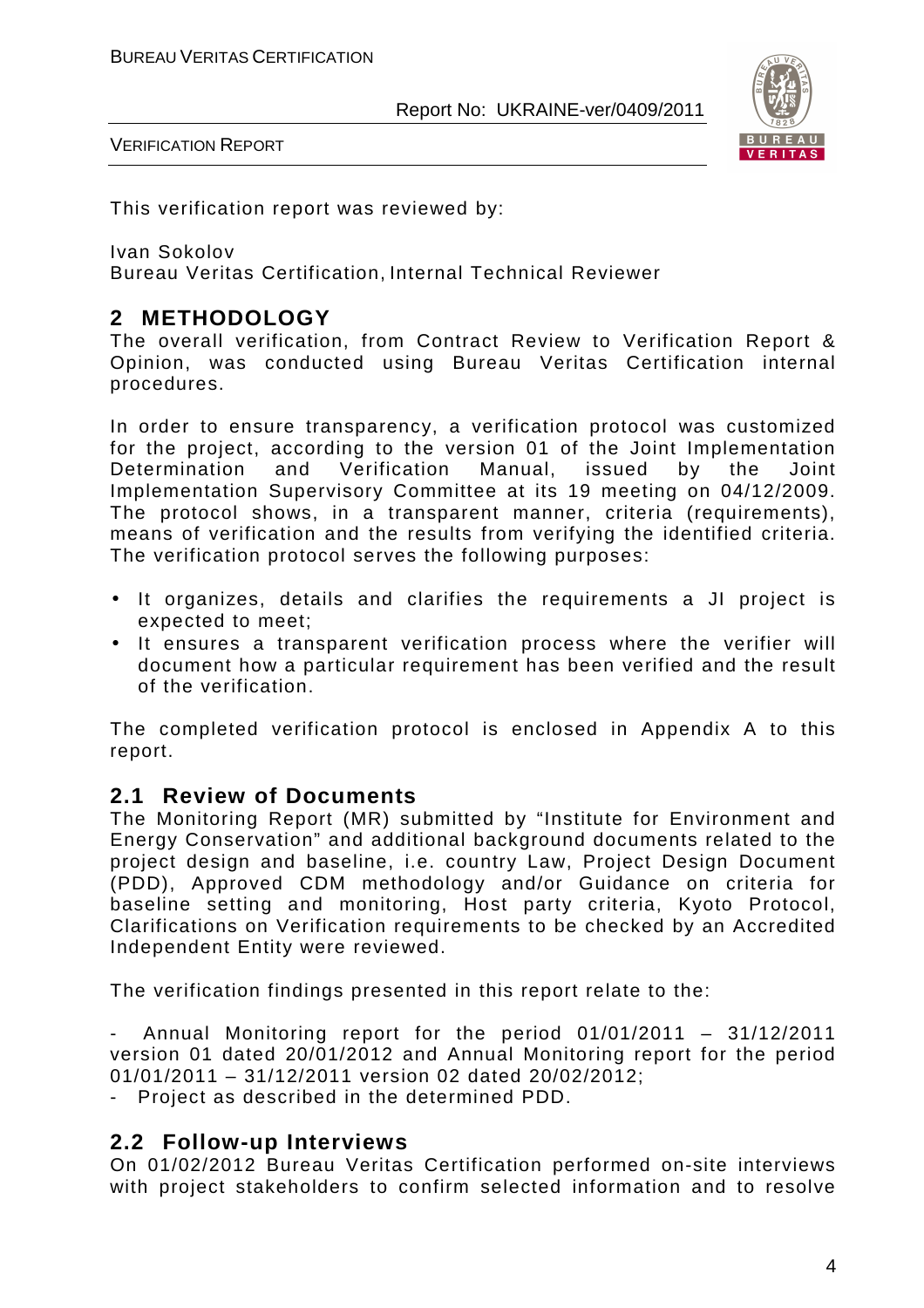This verification report was reviewed by:

Ivan Sokolov
Bureau Veritas Certification, Internal Technical Reviewer

## 2 METHODOLOGY

The overall verification, from Contract Review to Verification Report & Opinion, was conducted using Bureau Veritas Certification internal procedures.

In order to ensure transparency, a verification protocol was customized for the project, according to the version 01 of the Joint Implementation Determination and Verification Manual, issued by the Joint Implementation Supervisory Committee at its 19 meeting on 04/12/2009. The protocol shows, in a transparent manner, criteria (requirements), means of verification and the results from verifying the identified criteria. The verification protocol serves the following purposes:

- It organizes, details and clarifies the requirements a JI project is expected to meet;
- It ensures a transparent verification process where the verifier will document how a particular requirement has been verified and the result of the verification.

The completed verification protocol is enclosed in Appendix A to this report.

### 2.1 Review of Documents

The Monitoring Report (MR) submitted by "Institute for Environment and Energy Conservation" and additional background documents related to the project design and baseline, i.e. country Law, Project Design Document (PDD), Approved CDM methodology and/or Guidance on criteria for baseline setting and monitoring, Host party criteria, Kyoto Protocol, Clarifications on Verification requirements to be checked by an Accredited Independent Entity were reviewed.

The verification findings presented in this report relate to the:

- Annual Monitoring report for the period 01/01/2011 – 31/12/2011 version 01 dated 20/01/2012 and Annual Monitoring report for the period 01/01/2011 – 31/12/2011 version 02 dated 20/02/2012;
- Project as described in the determined PDD.

### 2.2 Follow-up Interviews

On 01/02/2012 Bureau Veritas Certification performed on-site interviews with project stakeholders to confirm selected information and to resolve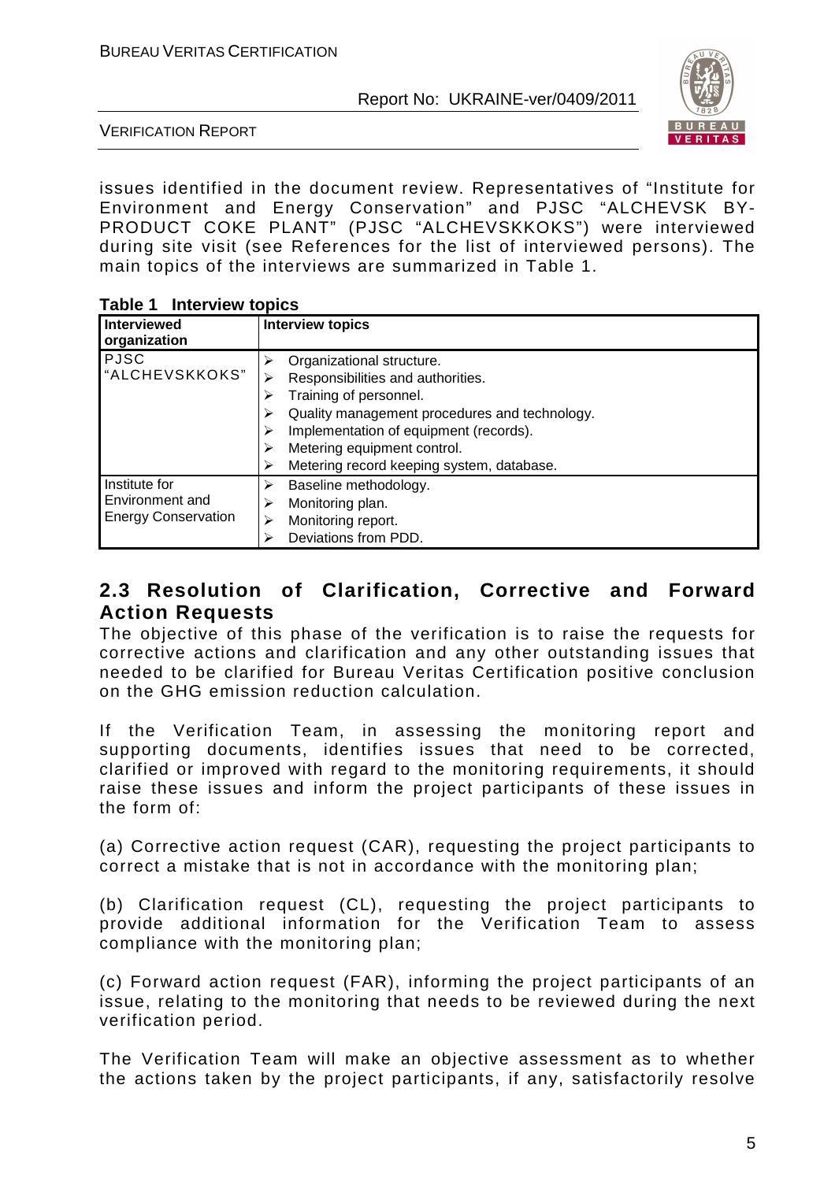issues identified in the document review. Representatives of "Institute for Environment and Energy Conservation" and PJSC "ALCHEVSK BY-PRODUCT COKE PLANT" (PJSC "ALCHEVSKKOKS") were interviewed during site visit (see References for the list of interviewed persons). The main topics of the interviews are summarized in Table 1.

**Table 1 Interview topics**

| Interviewed organization | Interview topics |
|---|---|
| PJSC "ALCHEVSKKOKS" | ➢ Organizational structure.<br>➢ Responsibilities and authorities.<br>➢ Training of personnel.<br>➢ Quality management procedures and technology.<br>➢ Implementation of equipment (records).<br>➢ Metering equipment control.<br>➢ Metering record keeping system, database. |
| Institute for Environment and Energy Conservation | ➢ Baseline methodology.<br>➢ Monitoring plan.<br>➢ Monitoring report.<br>➢ Deviations from PDD. |

## 2.3 Resolution of Clarification, Corrective and Forward Action Requests

The objective of this phase of the verification is to raise the requests for corrective actions and clarification and any other outstanding issues that needed to be clarified for Bureau Veritas Certification positive conclusion on the GHG emission reduction calculation.

If the Verification Team, in assessing the monitoring report and supporting documents, identifies issues that need to be corrected, clarified or improved with regard to the monitoring requirements, it should raise these issues and inform the project participants of these issues in the form of:

(a) Corrective action request (CAR), requesting the project participants to correct a mistake that is not in accordance with the monitoring plan;

(b) Clarification request (CL), requesting the project participants to provide additional information for the Verification Team to assess compliance with the monitoring plan;

(c) Forward action request (FAR), informing the project participants of an issue, relating to the monitoring that needs to be reviewed during the next verification period.

The Verification Team will make an objective assessment as to whether the actions taken by the project participants, if any, satisfactorily resolve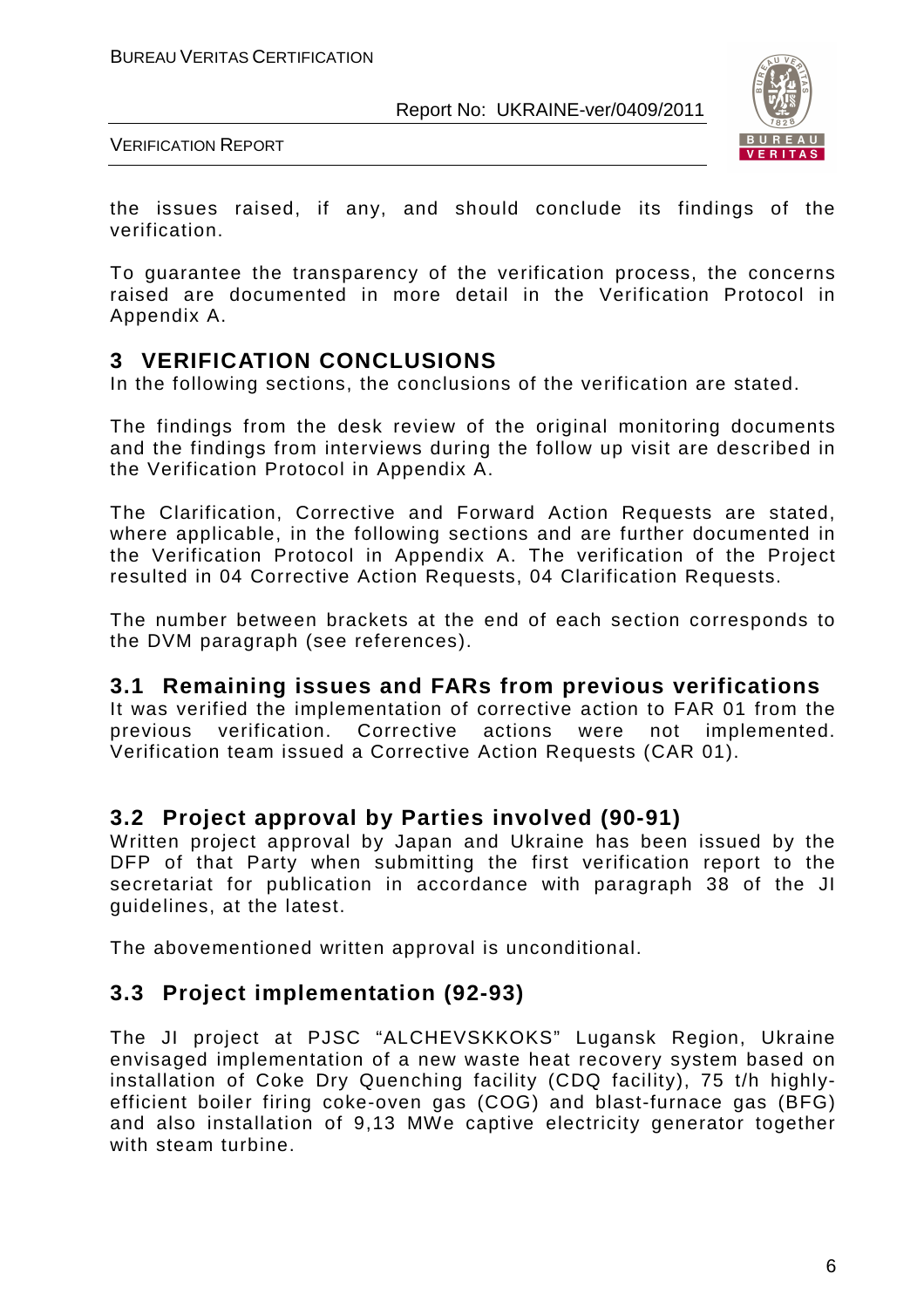the issues raised, if any, and should conclude its findings of the verification.

To guarantee the transparency of the verification process, the concerns raised are documented in more detail in the Verification Protocol in Appendix A.

# 3 VERIFICATION CONCLUSIONS

In the following sections, the conclusions of the verification are stated.

The findings from the desk review of the original monitoring documents and the findings from interviews during the follow up visit are described in the Verification Protocol in Appendix A.

The Clarification, Corrective and Forward Action Requests are stated, where applicable, in the following sections and are further documented in the Verification Protocol in Appendix A. The verification of the Project resulted in 04 Corrective Action Requests, 04 Clarification Requests.

The number between brackets at the end of each section corresponds to the DVM paragraph (see references).

## 3.1 Remaining issues and FARs from previous verifications

It was verified the implementation of corrective action to FAR 01 from the previous verification. Corrective actions were not implemented. Verification team issued a Corrective Action Requests (CAR 01).

## 3.2 Project approval by Parties involved (90-91)

Written project approval by Japan and Ukraine has been issued by the DFP of that Party when submitting the first verification report to the secretariat for publication in accordance with paragraph 38 of the JI guidelines, at the latest.

The abovementioned written approval is unconditional.

## 3.3 Project implementation (92-93)

The JI project at PJSC "ALCHEVSKKOKS" Lugansk Region, Ukraine envisaged implementation of a new waste heat recovery system based on installation of Coke Dry Quenching facility (CDQ facility), 75 t/h highly-efficient boiler firing coke-oven gas (COG) and blast-furnace gas (BFG) and also installation of 9,13 MWe captive electricity generator together with steam turbine.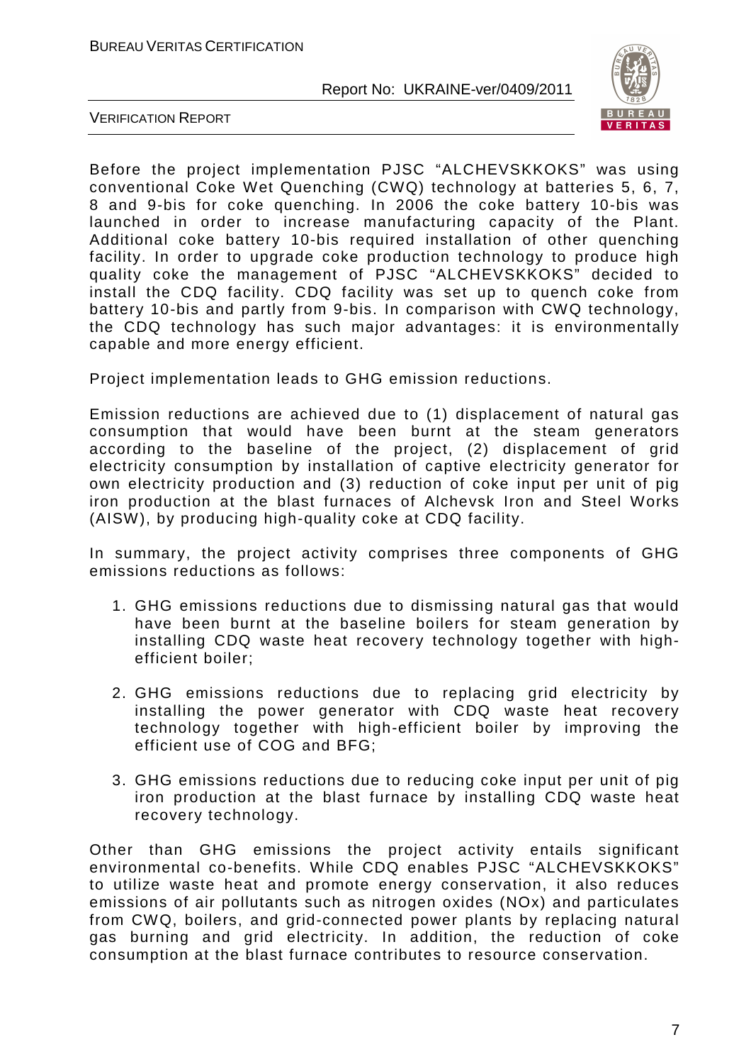Before the project implementation PJSC "ALCHEVSKKOKS" was using conventional Coke Wet Quenching (CWQ) technology at batteries 5, 6, 7, 8 and 9-bis for coke quenching. In 2006 the coke battery 10-bis was launched in order to increase manufacturing capacity of the Plant. Additional coke battery 10-bis required installation of other quenching facility. In order to upgrade coke production technology to produce high quality coke the management of PJSC "ALCHEVSKKOKS" decided to install the CDQ facility. CDQ facility was set up to quench coke from battery 10-bis and partly from 9-bis. In comparison with CWQ technology, the CDQ technology has such major advantages: it is environmentally capable and more energy efficient.

Project implementation leads to GHG emission reductions.

Emission reductions are achieved due to (1) displacement of natural gas consumption that would have been burnt at the steam generators according to the baseline of the project, (2) displacement of grid electricity consumption by installation of captive electricity generator for own electricity production and (3) reduction of coke input per unit of pig iron production at the blast furnaces of Alchevsk Iron and Steel Works (AISW), by producing high-quality coke at CDQ facility.

In summary, the project activity comprises three components of GHG emissions reductions as follows:

1. GHG emissions reductions due to dismissing natural gas that would have been burnt at the baseline boilers for steam generation by installing CDQ waste heat recovery technology together with high-efficient boiler;
2. GHG emissions reductions due to replacing grid electricity by installing the power generator with CDQ waste heat recovery technology together with high-efficient boiler by improving the efficient use of COG and BFG;
3. GHG emissions reductions due to reducing coke input per unit of pig iron production at the blast furnace by installing CDQ waste heat recovery technology.

Other than GHG emissions the project activity entails significant environmental co-benefits. While CDQ enables PJSC "ALCHEVSKKOKS" to utilize waste heat and promote energy conservation, it also reduces emissions of air pollutants such as nitrogen oxides (NOx) and particulates from CWQ, boilers, and grid-connected power plants by replacing natural gas burning and grid electricity. In addition, the reduction of coke consumption at the blast furnace contributes to resource conservation.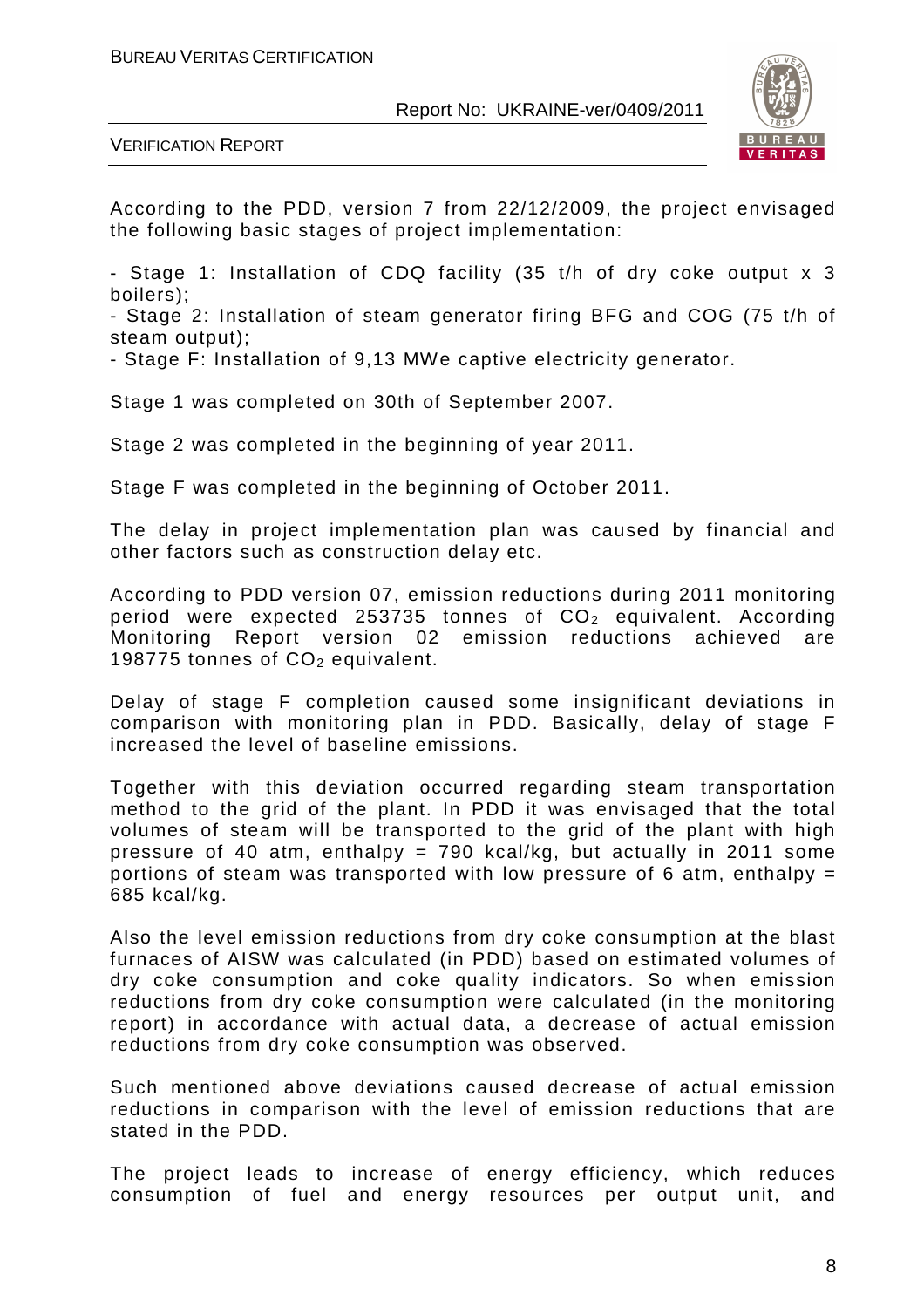According to the PDD, version 7 from 22/12/2009, the project envisaged the following basic stages of project implementation:

- Stage 1: Installation of CDQ facility (35 t/h of dry coke output x 3 boilers);
- Stage 2: Installation of steam generator firing BFG and COG (75 t/h of steam output);
- Stage F: Installation of 9,13 MWe captive electricity generator.

Stage 1 was completed on 30th of September 2007.

Stage 2 was completed in the beginning of year 2011.

Stage F was completed in the beginning of October 2011.

The delay in project implementation plan was caused by financial and other factors such as construction delay etc.

According to PDD version 07, emission reductions during 2011 monitoring period were expected 253735 tonnes of $CO_2$ equivalent. According Monitoring Report version 02 emission reductions achieved are 198775 tonnes of $CO_2$ equivalent.

Delay of stage F completion caused some insignificant deviations in comparison with monitoring plan in PDD. Basically, delay of stage F increased the level of baseline emissions.

Together with this deviation occurred regarding steam transportation method to the grid of the plant. In PDD it was envisaged that the total volumes of steam will be transported to the grid of the plant with high pressure of 40 atm, enthalpy = 790 kcal/kg, but actually in 2011 some portions of steam was transported with low pressure of 6 atm, enthalpy = 685 kcal/kg.

Also the level emission reductions from dry coke consumption at the blast furnaces of AISW was calculated (in PDD) based on estimated volumes of dry coke consumption and coke quality indicators. So when emission reductions from dry coke consumption were calculated (in the monitoring report) in accordance with actual data, a decrease of actual emission reductions from dry coke consumption was observed.

Such mentioned above deviations caused decrease of actual emission reductions in comparison with the level of emission reductions that are stated in the PDD.

The project leads to increase of energy efficiency, which reduces consumption of fuel and energy resources per output unit, and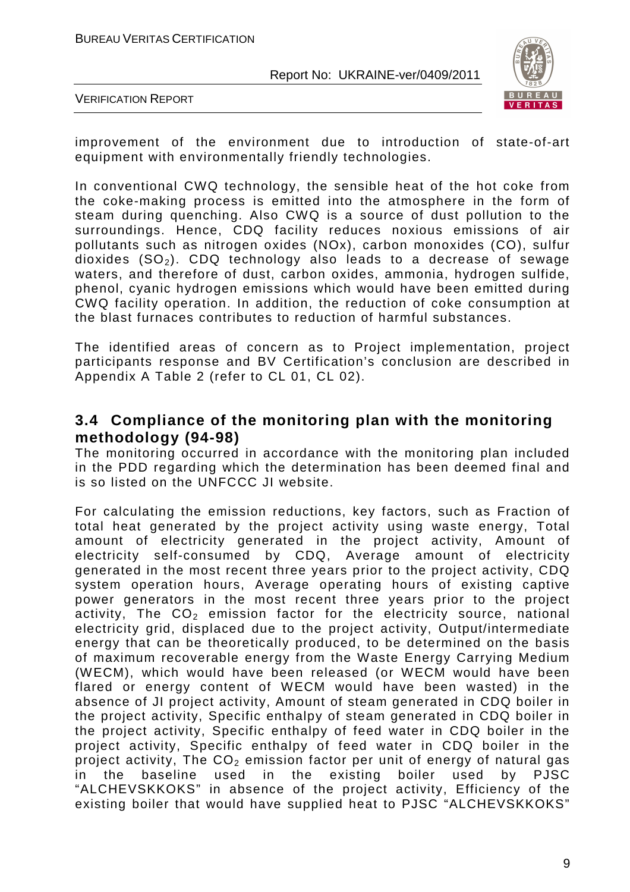improvement of the environment due to introduction of state-of-art equipment with environmentally friendly technologies.

In conventional CWQ technology, the sensible heat of the hot coke from the coke-making process is emitted into the atmosphere in the form of steam during quenching. Also CWQ is a source of dust pollution to the surroundings. Hence, CDQ facility reduces noxious emissions of air pollutants such as nitrogen oxides (NOx), carbon monoxides (CO), sulfur dioxides ($SO_2$). CDQ technology also leads to a decrease of sewage waters, and therefore of dust, carbon oxides, ammonia, hydrogen sulfide, phenol, cyanic hydrogen emissions which would have been emitted during CWQ facility operation. In addition, the reduction of coke consumption at the blast furnaces contributes to reduction of harmful substances.

The identified areas of concern as to Project implementation, project participants response and BV Certification's conclusion are described in Appendix A Table 2 (refer to CL 01, CL 02).

## 3.4 Compliance of the monitoring plan with the monitoring methodology (94-98)

The monitoring occurred in accordance with the monitoring plan included in the PDD regarding which the determination has been deemed final and is so listed on the UNFCCC JI website.

For calculating the emission reductions, key factors, such as Fraction of total heat generated by the project activity using waste energy, Total amount of electricity generated in the project activity, Amount of electricity self-consumed by CDQ, Average amount of electricity generated in the most recent three years prior to the project activity, CDQ system operation hours, Average operating hours of existing captive power generators in the most recent three years prior to the project activity, The $CO_2$ emission factor for the electricity source, national electricity grid, displaced due to the project activity, Output/intermediate energy that can be theoretically produced, to be determined on the basis of maximum recoverable energy from the Waste Energy Carrying Medium (WECM), which would have been released (or WECM would have been flared or energy content of WECM would have been wasted) in the absence of JI project activity, Amount of steam generated in CDQ boiler in the project activity, Specific enthalpy of steam generated in CDQ boiler in the project activity, Specific enthalpy of feed water in CDQ boiler in the project activity, Specific enthalpy of feed water in CDQ boiler in the project activity, The $CO_2$ emission factor per unit of energy of natural gas in the baseline used in the existing boiler used by PJSC "ALCHEVSKKOKS" in absence of the project activity, Efficiency of the existing boiler that would have supplied heat to PJSC "ALCHEVSKKOKS"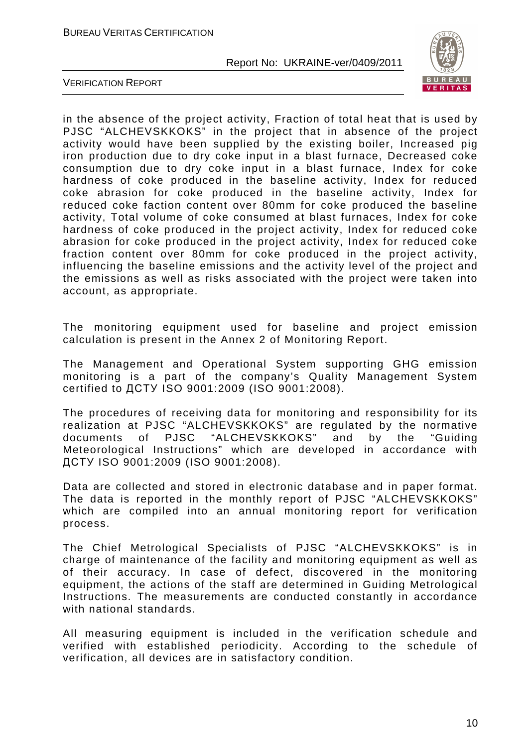in the absence of the project activity, Fraction of total heat that is used by PJSC "ALCHEVSKKOKS" in the project that in absence of the project activity would have been supplied by the existing boiler, Increased pig iron production due to dry coke input in a blast furnace, Decreased coke consumption due to dry coke input in a blast furnace, Index for coke hardness of coke produced in the baseline activity, Index for reduced coke abrasion for coke produced in the baseline activity, Index for reduced coke faction content over 80mm for coke produced the baseline activity, Total volume of coke consumed at blast furnaces, Index for coke hardness of coke produced in the project activity, Index for reduced coke abrasion for coke produced in the project activity, Index for reduced coke fraction content over 80mm for coke produced in the project activity, influencing the baseline emissions and the activity level of the project and the emissions as well as risks associated with the project were taken into account, as appropriate.

The monitoring equipment used for baseline and project emission calculation is present in the Annex 2 of Monitoring Report.

The Management and Operational System supporting GHG emission monitoring is a part of the company's Quality Management System certified to ДСТУ ISO 9001:2009 (ISO 9001:2008).

The procedures of receiving data for monitoring and responsibility for its realization at PJSC "ALCHEVSKKOKS" are regulated by the normative documents of PJSC "ALCHEVSKKOKS" and by the "Guiding Meteorological Instructions" which are developed in accordance with ДСТУ ISO 9001:2009 (ISO 9001:2008).

Data are collected and stored in electronic database and in paper format. The data is reported in the monthly report of PJSC "ALCHEVSKKOKS" which are compiled into an annual monitoring report for verification process.

The Chief Metrological Specialists of PJSC "ALCHEVSKKOKS" is in charge of maintenance of the facility and monitoring equipment as well as of their accuracy. In case of defect, discovered in the monitoring equipment, the actions of the staff are determined in Guiding Metrological Instructions. The measurements are conducted constantly in accordance with national standards.

All measuring equipment is included in the verification schedule and verified with established periodicity. According to the schedule of verification, all devices are in satisfactory condition.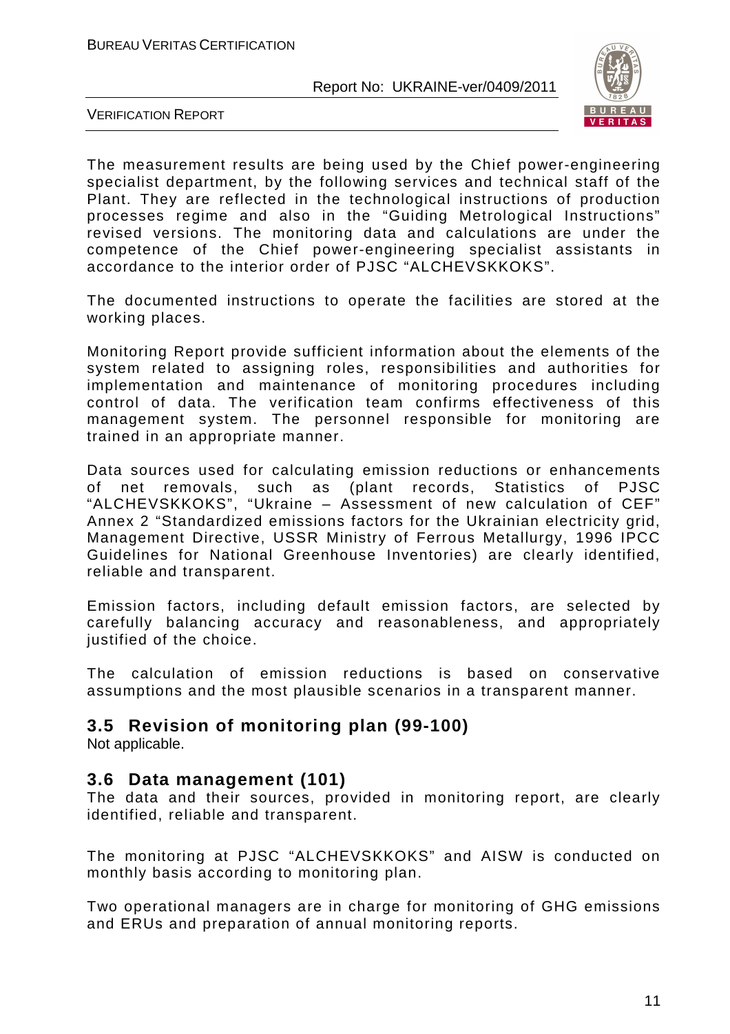The measurement results are being used by the Chief power-engineering specialist department, by the following services and technical staff of the Plant. They are reflected in the technological instructions of production processes regime and also in the "Guiding Metrological Instructions" revised versions. The monitoring data and calculations are under the competence of the Chief power-engineering specialist assistants in accordance to the interior order of PJSC "ALCHEVSKKOKS".

The documented instructions to operate the facilities are stored at the working places.

Monitoring Report provide sufficient information about the elements of the system related to assigning roles, responsibilities and authorities for implementation and maintenance of monitoring procedures including control of data. The verification team confirms effectiveness of this management system. The personnel responsible for monitoring are trained in an appropriate manner.

Data sources used for calculating emission reductions or enhancements of net removals, such as (plant records, Statistics of PJSC "ALCHEVSKKOKS", "Ukraine – Assessment of new calculation of CEF" Annex 2 "Standardized emissions factors for the Ukrainian electricity grid, Management Directive, USSR Ministry of Ferrous Metallurgy, 1996 IPCC Guidelines for National Greenhouse Inventories) are clearly identified, reliable and transparent.

Emission factors, including default emission factors, are selected by carefully balancing accuracy and reasonableness, and appropriately justified of the choice.

The calculation of emission reductions is based on conservative assumptions and the most plausible scenarios in a transparent manner.

## 3.5 Revision of monitoring plan (99-100)

Not applicable.

## 3.6 Data management (101)

The data and their sources, provided in monitoring report, are clearly identified, reliable and transparent.

The monitoring at PJSC "ALCHEVSKKOKS" and AISW is conducted on monthly basis according to monitoring plan.

Two operational managers are in charge for monitoring of GHG emissions and ERUs and preparation of annual monitoring reports.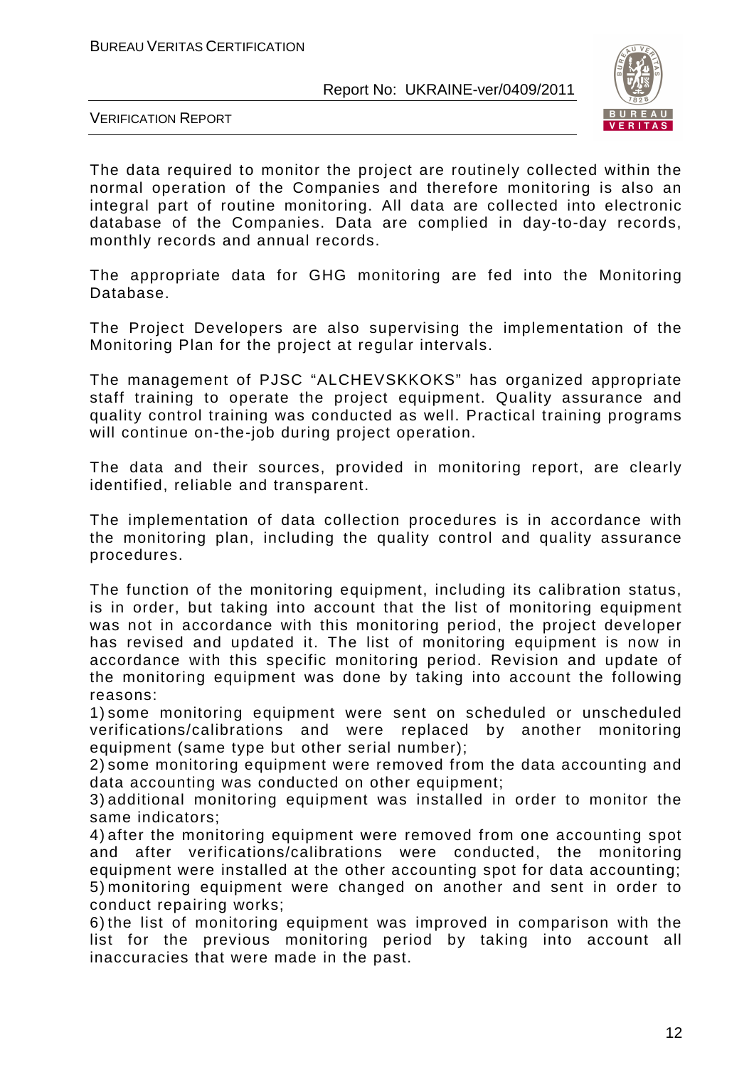The data required to monitor the project are routinely collected within the normal operation of the Companies and therefore monitoring is also an integral part of routine monitoring. All data are collected into electronic database of the Companies. Data are complied in day-to-day records, monthly records and annual records.

The appropriate data for GHG monitoring are fed into the Monitoring Database.

The Project Developers are also supervising the implementation of the Monitoring Plan for the project at regular intervals.

The management of PJSC "ALCHEVSKKOKS" has organized appropriate staff training to operate the project equipment. Quality assurance and quality control training was conducted as well. Practical training programs will continue on-the-job during project operation.

The data and their sources, provided in monitoring report, are clearly identified, reliable and transparent.

The implementation of data collection procedures is in accordance with the monitoring plan, including the quality control and quality assurance procedures.

The function of the monitoring equipment, including its calibration status, is in order, but taking into account that the list of monitoring equipment was not in accordance with this monitoring period, the project developer has revised and updated it. The list of monitoring equipment is now in accordance with this specific monitoring period. Revision and update of the monitoring equipment was done by taking into account the following reasons:

1) some monitoring equipment were sent on scheduled or unscheduled verifications/calibrations and were replaced by another monitoring equipment (same type but other serial number);
2) some monitoring equipment were removed from the data accounting and data accounting was conducted on other equipment;
3) additional monitoring equipment was installed in order to monitor the same indicators;
4) after the monitoring equipment were removed from one accounting spot and after verifications/calibrations were conducted, the monitoring equipment were installed at the other accounting spot for data accounting;
5) monitoring equipment were changed on another and sent in order to conduct repairing works;
6) the list of monitoring equipment was improved in comparison with the list for the previous monitoring period by taking into account all inaccuracies that were made in the past.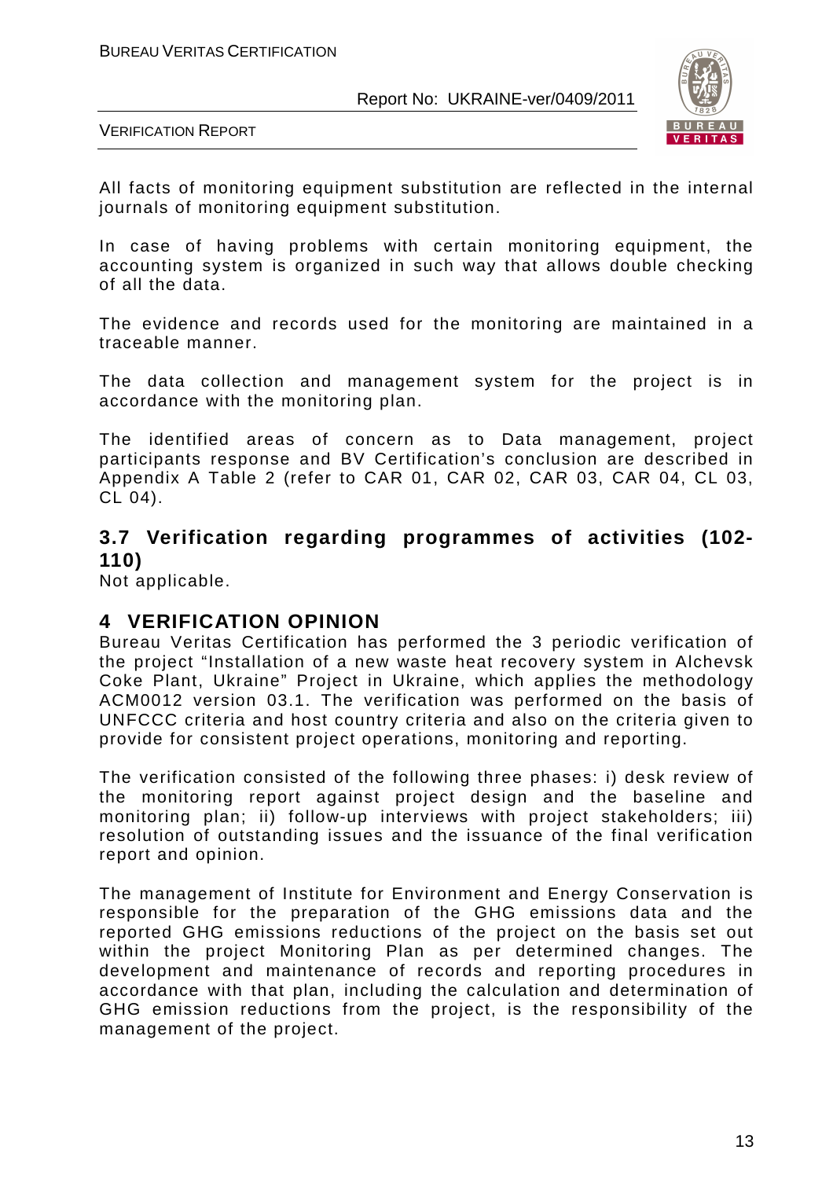All facts of monitoring equipment substitution are reflected in the internal journals of monitoring equipment substitution.

In case of having problems with certain monitoring equipment, the accounting system is organized in such way that allows double checking of all the data.

The evidence and records used for the monitoring are maintained in a traceable manner.

The data collection and management system for the project is in accordance with the monitoring plan.

The identified areas of concern as to Data management, project participants response and BV Certification's conclusion are described in Appendix A Table 2 (refer to CAR 01, CAR 02, CAR 03, CAR 04, CL 03, CL 04).

## 3.7 Verification regarding programmes of activities (102-110)

Not applicable.

# 4 VERIFICATION OPINION

Bureau Veritas Certification has performed the 3 periodic verification of the project "Installation of a new waste heat recovery system in Alchevsk Coke Plant, Ukraine" Project in Ukraine, which applies the methodology ACM0012 version 03.1. The verification was performed on the basis of UNFCCC criteria and host country criteria and also on the criteria given to provide for consistent project operations, monitoring and reporting.

The verification consisted of the following three phases: i) desk review of the monitoring report against project design and the baseline and monitoring plan; ii) follow-up interviews with project stakeholders; iii) resolution of outstanding issues and the issuance of the final verification report and opinion.

The management of Institute for Environment and Energy Conservation is responsible for the preparation of the GHG emissions data and the reported GHG emissions reductions of the project on the basis set out within the project Monitoring Plan as per determined changes. The development and maintenance of records and reporting procedures in accordance with that plan, including the calculation and determination of GHG emission reductions from the project, is the responsibility of the management of the project.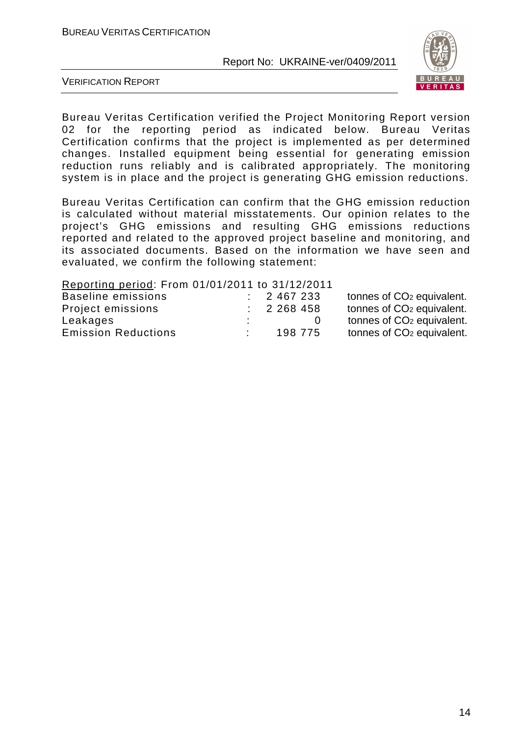Bureau Veritas Certification verified the Project Monitoring Report version 02 for the reporting period as indicated below. Bureau Veritas Certification confirms that the project is implemented as per determined changes. Installed equipment being essential for generating emission reduction runs reliably and is calibrated appropriately. The monitoring system is in place and the project is generating GHG emission reductions.

Bureau Veritas Certification can confirm that the GHG emission reduction is calculated without material misstatements. Our opinion relates to the project's GHG emissions and resulting GHG emissions reductions reported and related to the approved project baseline and monitoring, and its associated documents. Based on the information we have seen and evaluated, we confirm the following statement:

<u>Reporting period</u>: From 01/01/2011 to 31/12/2011

| | | | |
|---|---|---|---|
| Baseline emissions | : | 2 467 233 | tonnes of $CO_2$ equivalent. |
| Project emissions | : | 2 268 458 | tonnes of $CO_2$ equivalent. |
| Leakages | : | 0 | tonnes of $CO_2$ equivalent. |
| Emission Reductions | : | 198 775 | tonnes of $CO_2$ equivalent. |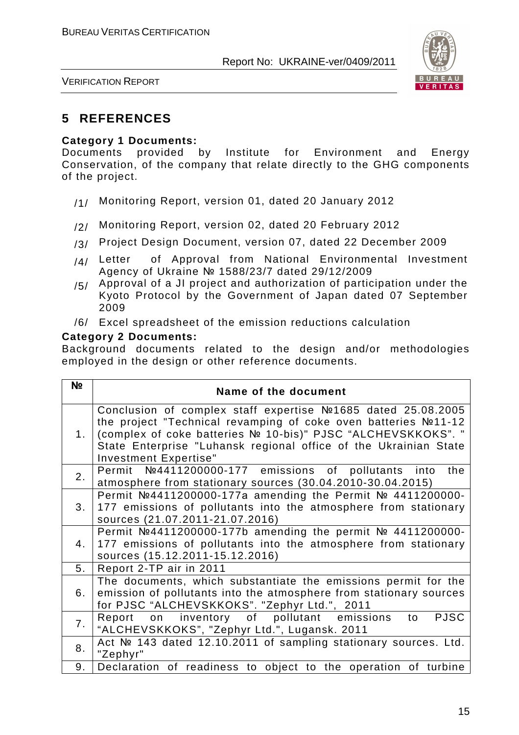## 5 REFERENCES

**Category 1 Documents:**
Documents provided by Institute for Environment and Energy Conservation, of the company that relate directly to the GHG components of the project.

/1/ Monitoring Report, version 01, dated 20 January 2012

/2/ Monitoring Report, version 02, dated 20 February 2012

/3/ Project Design Document, version 07, dated 22 December 2009

/4/ Letter of Approval from National Environmental Investment Agency of Ukraine № 1588/23/7 dated 29/12/2009

/5/ Approval of a JI project and authorization of participation under the Kyoto Protocol by the Government of Japan dated 07 September 2009

/6/ Excel spreadsheet of the emission reductions calculation

**Category 2 Documents:**
Background documents related to the design and/or methodologies employed in the design or other reference documents.

| № | Name of the document |
|---|---|
| 1. | Conclusion of complex staff expertise №1685 dated 25.08.2005 the project "Technical revamping of coke oven batteries №11-12 (complex of coke batteries № 10-bis)" PJSC "ALCHEVSKKOKS". " State Enterprise "Luhansk regional office of the Ukrainian State Investment Expertise" |
| 2. | Permit №4411200000-177 emissions of pollutants into the atmosphere from stationary sources (30.04.2010-30.04.2015) |
| 3. | Permit №4411200000-177a amending the Permit № 4411200000-177 emissions of pollutants into the atmosphere from stationary sources (21.07.2011-21.07.2016) |
| 4. | Permit №4411200000-177b amending the permit № 4411200000-177 emissions of pollutants into the atmosphere from stationary sources (15.12.2011-15.12.2016) |
| 5. | Report 2-TP air in 2011 |
| 6. | The documents, which substantiate the emissions permit for the emission of pollutants into the atmosphere from stationary sources for PJSC "ALCHEVSKKOKS". "Zephyr Ltd.", 2011 |
| 7. | Report on inventory of pollutant emissions to PJSC "ALCHEVSKKOKS", "Zephyr Ltd.", Lugansk. 2011 |
| 8. | Act № 143 dated 12.10.2011 of sampling stationary sources. Ltd. "Zephyr" |
| 9. | Declaration of readiness to object to the operation of turbine |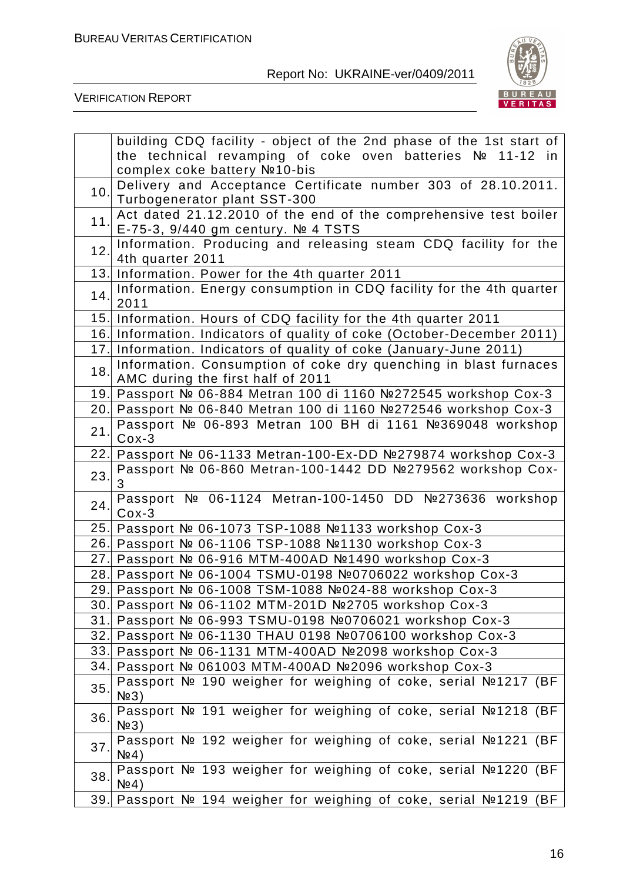| | |
|---|---|
| | building CDQ facility - object of the 2nd phase of the 1st start of the technical revamping of coke oven batteries № 11-12 in complex coke battery №10-bis |
| 10. | Delivery and Acceptance Certificate number 303 of 28.10.2011. Turbogenerator plant SST-300 |
| 11. | Act dated 21.12.2010 of the end of the comprehensive test boiler E-75-3, 9/440 gm century. № 4 TSTS |
| 12. | Information. Producing and releasing steam CDQ facility for the 4th quarter 2011 |
| 13. | Information. Power for the 4th quarter 2011 |
| 14. | Information. Energy consumption in CDQ facility for the 4th quarter 2011 |
| 15. | Information. Hours of CDQ facility for the 4th quarter 2011 |
| 16. | Information. Indicators of quality of coke (October-December 2011) |
| 17. | Information. Indicators of quality of coke (January-June 2011) |
| 18. | Information. Consumption of coke dry quenching in blast furnaces AMC during the first half of 2011 |
| 19. | Passport № 06-884 Metran 100 di 1160 №272545 workshop Cox-3 |
| 20. | Passport № 06-840 Metran 100 di 1160 №272546 workshop Cox-3 |
| 21. | Passport № 06-893 Metran 100 BH di 1161 №369048 workshop Cox-3 |
| 22. | Passport № 06-1133 Metran-100-Ex-DD №279874 workshop Cox-3 |
| 23. | Passport № 06-860 Metran-100-1442 DD №279562 workshop Cox-3 |
| 24. | Passport № 06-1124 Metran-100-1450 DD №273636 workshop Cox-3 |
| 25. | Passport № 06-1073 TSP-1088 №1133 workshop Cox-3 |
| 26. | Passport № 06-1106 TSP-1088 №1130 workshop Cox-3 |
| 27. | Passport № 06-916 MTM-400AD №1490 workshop Cox-3 |
| 28. | Passport № 06-1004 TSMU-0198 №0706022 workshop Cox-3 |
| 29. | Passport № 06-1008 TSM-1088 №024-88 workshop Cox-3 |
| 30. | Passport № 06-1102 MTM-201D №2705 workshop Cox-3 |
| 31. | Passport № 06-993 TSMU-0198 №0706021 workshop Cox-3 |
| 32. | Passport № 06-1130 THAU 0198 №0706100 workshop Cox-3 |
| 33. | Passport № 06-1131 MTM-400AD №2098 workshop Cox-3 |
| 34. | Passport № 061003 MTM-400AD №2096 workshop Cox-3 |
| 35. | Passport № 190 weigher for weighing of coke, serial №1217 (BF №3) |
| 36. | Passport № 191 weigher for weighing of coke, serial №1218 (BF №3) |
| 37. | Passport № 192 weigher for weighing of coke, serial №1221 (BF №4) |
| 38. | Passport № 193 weigher for weighing of coke, serial №1220 (BF №4) |
| 39. | Passport № 194 weigher for weighing of coke, serial №1219 (BF |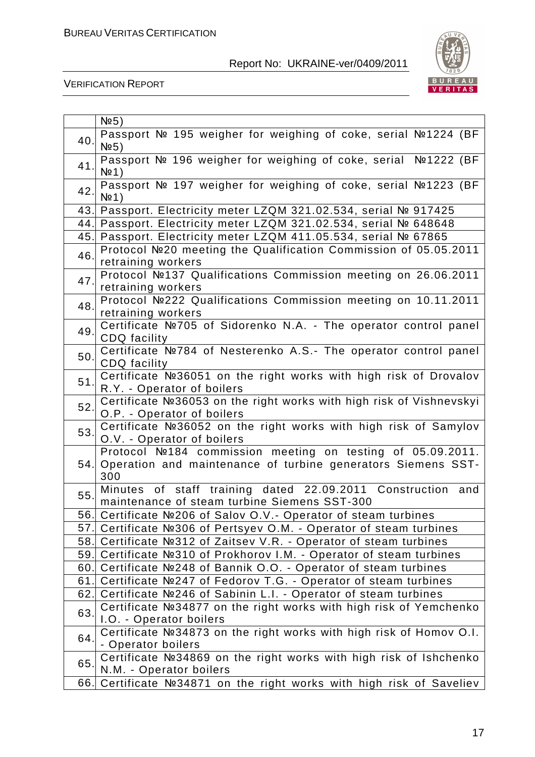| | |
|---|---|
| | №5) |
| 40. | Passport № 195 weigher for weighing of coke, serial №1224 (BF №5) |
| 41. | Passport № 196 weigher for weighing of coke, serial №1222 (BF №1) |
| 42. | Passport № 197 weigher for weighing of coke, serial №1223 (BF №1) |
| 43. | Passport. Electricity meter LZQM 321.02.534, serial № 917425 |
| 44. | Passport. Electricity meter LZQM 321.02.534, serial № 648648 |
| 45. | Passport. Electricity meter LZQM 411.05.534, serial № 67865 |
| 46. | Protocol №20 meeting the Qualification Commission of 05.05.2011 retraining workers |
| 47. | Protocol №137 Qualifications Commission meeting on 26.06.2011 retraining workers |
| 48. | Protocol №222 Qualifications Commission meeting on 10.11.2011 retraining workers |
| 49. | Certificate №705 of Sidorenko N.A. - The operator control panel CDQ facility |
| 50. | Certificate №784 of Nesterenko A.S.- The operator control panel CDQ facility |
| 51. | Certificate №36051 on the right works with high risk of Drovalov R.Y. - Operator of boilers |
| 52. | Certificate №36053 on the right works with high risk of Vishnevskyi O.P. - Operator of boilers |
| 53. | Certificate №36052 on the right works with high risk of Samylov O.V. - Operator of boilers |
| 54. | Protocol №184 commission meeting on testing of 05.09.2011. Operation and maintenance of turbine generators Siemens SST-300 |
| 55. | Minutes of staff training dated 22.09.2011 Construction and maintenance of steam turbine Siemens SST-300 |
| 56. | Certificate №206 of Salov O.V.- Operator of steam turbines |
| 57. | Certificate №306 of Pertsyev O.M. - Operator of steam turbines |
| 58. | Certificate №312 of Zaitsev V.R. - Operator of steam turbines |
| 59. | Certificate №310 of Prokhorov I.M. - Operator of steam turbines |
| 60. | Certificate №248 of Bannik O.O. - Operator of steam turbines |
| 61. | Certificate №247 of Fedorov T.G. - Operator of steam turbines |
| 62. | Certificate №246 of Sabinin L.I. - Operator of steam turbines |
| 63. | Certificate №34877 on the right works with high risk of Yemchenko I.O. - Operator boilers |
| 64. | Certificate №34873 on the right works with high risk of Homov O.I. - Operator boilers |
| 65. | Certificate №34869 on the right works with high risk of Ishchenko N.M. - Operator boilers |
| 66. | Certificate №34871 on the right works with high risk of Saveliev |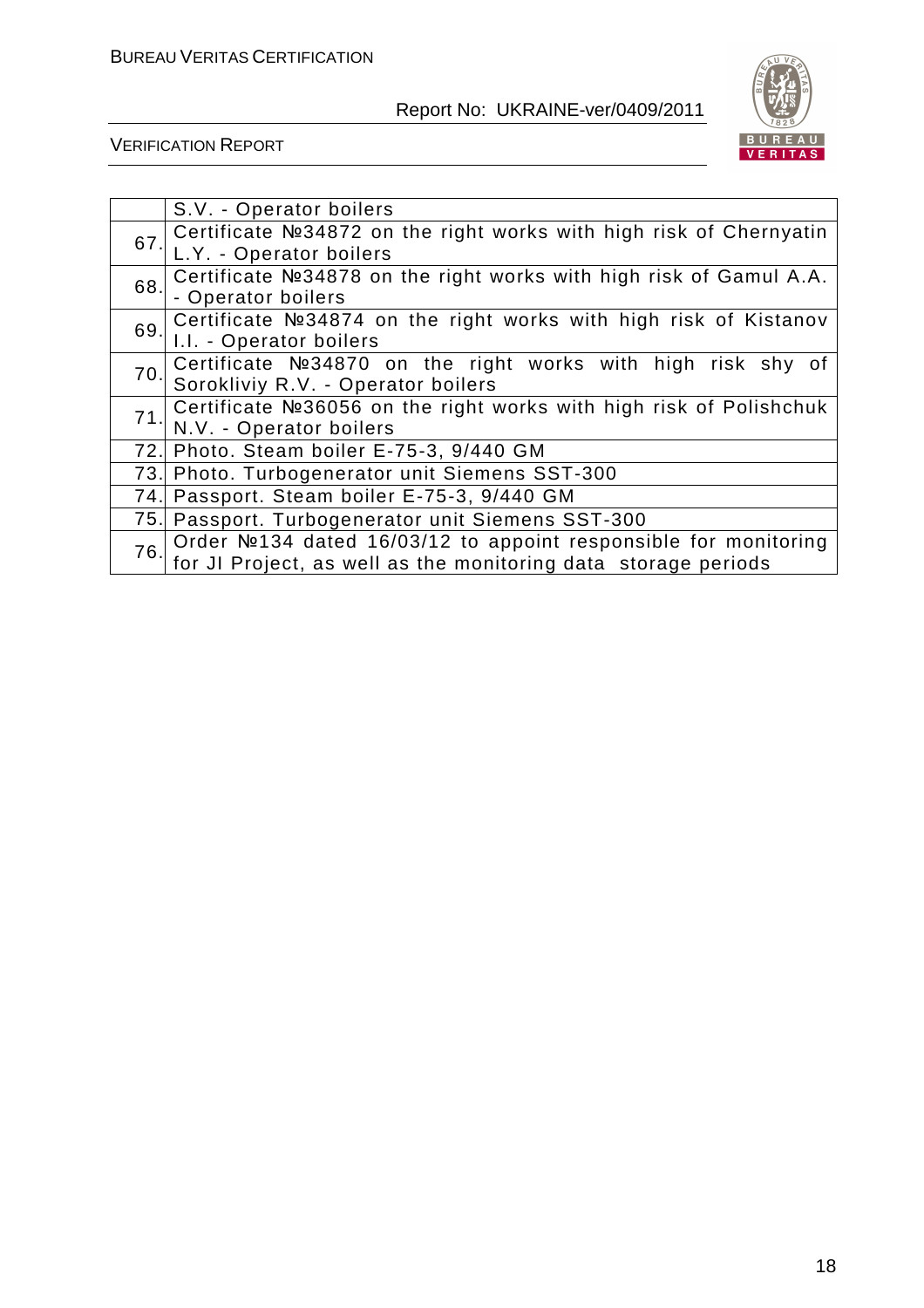| | |
|---|---|
| | S.V. - Operator boilers |
| 67. | Certificate №34872 on the right works with high risk of Chernyatin L.Y. - Operator boilers |
| 68. | Certificate №34878 on the right works with high risk of Gamul A.A. - Operator boilers |
| 69. | Certificate №34874 on the right works with high risk of Kistanov I.I. - Operator boilers |
| 70. | Certificate №34870 on the right works with high risk shy of Sorokliviy R.V. - Operator boilers |
| 71. | Certificate №36056 on the right works with high risk of Polishchuk N.V. - Operator boilers |
| 72. | Photo. Steam boiler E-75-3, 9/440 GM |
| 73. | Photo. Turbogenerator unit Siemens SST-300 |
| 74. | Passport. Steam boiler E-75-3, 9/440 GM |
| 75. | Passport. Turbogenerator unit Siemens SST-300 |
| 76. | Order №134 dated 16/03/12 to appoint responsible for monitoring for JI Project, as well as the monitoring data storage periods |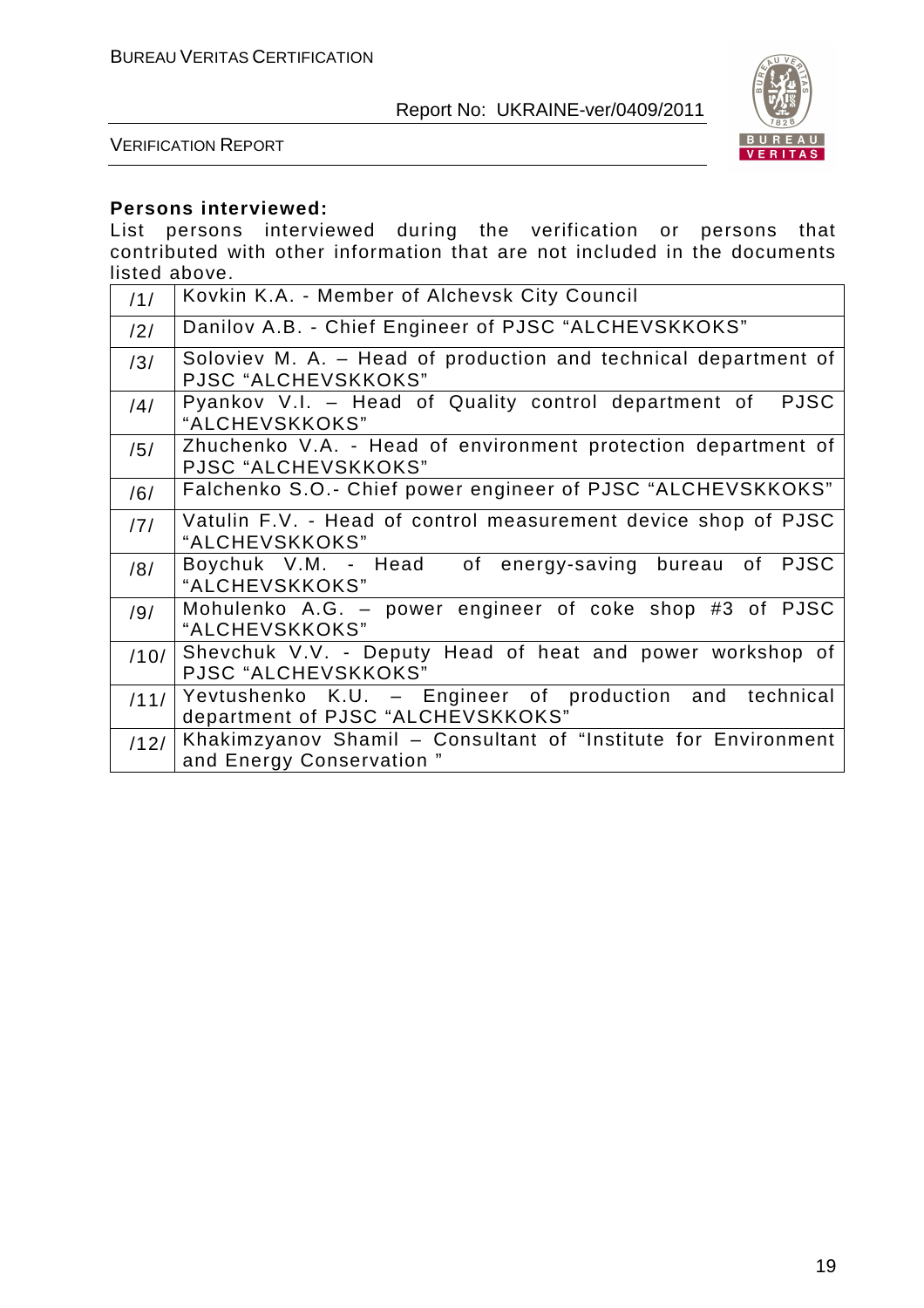**Persons interviewed:**

List persons interviewed during the verification or persons that contributed with other information that are not included in the documents listed above.

| | |
|---|---|
| /1/ | Kovkin K.A. - Member of Alchevsk City Council |
| /2/ | Danilov A.B. - Chief Engineer of PJSC "ALCHEVSKKOKS" |
| /3/ | Soloviev M. A. – Head of production and technical department of PJSC "ALCHEVSKKOKS" |
| /4/ | Pyankov V.I. – Head of Quality control department of PJSC "ALCHEVSKKOKS" |
| /5/ | Zhuchenko V.A. - Head of environment protection department of PJSC "ALCHEVSKKOKS" |
| /6/ | Falchenko S.O.- Chief power engineer of PJSC "ALCHEVSKKOKS" |
| /7/ | Vatulin F.V. - Head of control measurement device shop of PJSC "ALCHEVSKKOKS" |
| /8/ | Boychuk V.M. - Head of energy-saving bureau of PJSC "ALCHEVSKKOKS" |
| /9/ | Mohulenko A.G. – power engineer of coke shop #3 of PJSC "ALCHEVSKKOKS" |
| /10/ | Shevchuk V.V. - Deputy Head of heat and power workshop of PJSC "ALCHEVSKKOKS" |
| /11/ | Yevtushenko K.U. – Engineer of production and technical department of PJSC "ALCHEVSKKOKS" |
| /12/ | Khakimzyanov Shamil – Consultant of "Institute for Environment and Energy Conservation " |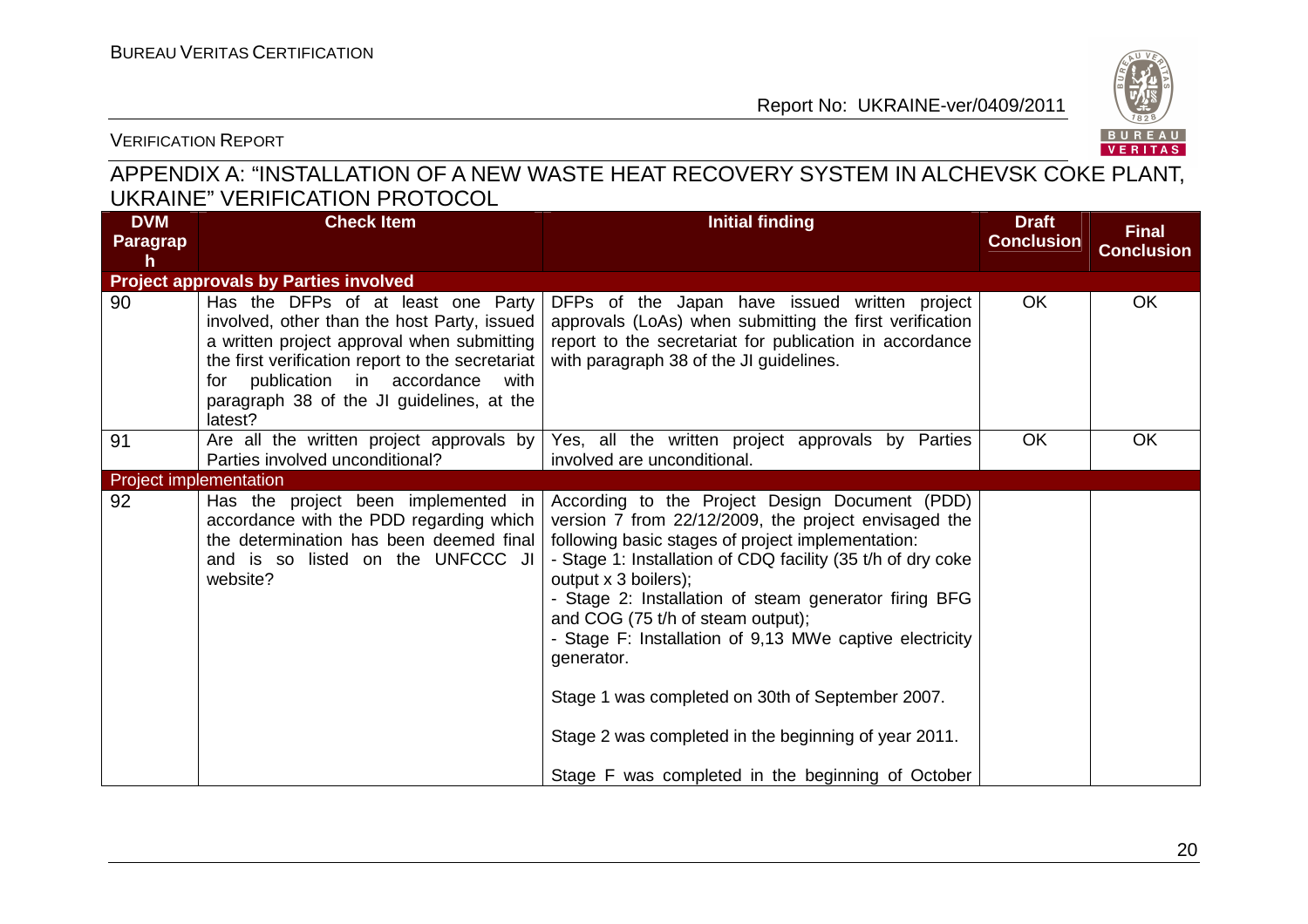## APPENDIX A: "INSTALLATION OF A NEW WASTE HEAT RECOVERY SYSTEM IN ALCHEVSK COKE PLANT, UKRAINE" VERIFICATION PROTOCOL

| DVM Paragraph | Check Item | Initial finding | Draft Conclusion | Final Conclusion |
|---|---|---|---|---|
| **Project approvals by Parties involved** | | | | |
| 90 | Has the DFPs of at least one Party involved, other than the host Party, issued a written project approval when submitting the first verification report to the secretariat for publication in accordance with paragraph 38 of the JI guidelines, at the latest? | DFPs of the Japan have issued written project approvals (LoAs) when submitting the first verification report to the secretariat for publication in accordance with paragraph 38 of the JI guidelines. | OK | OK |
| 91 | Are all the written project approvals by Parties involved unconditional? | Yes, all the written project approvals by Parties involved are unconditional. | OK | OK |
| **Project implementation** | | | | |
| 92 | Has the project been implemented in accordance with the PDD regarding which the determination has been deemed final and is so listed on the UNFCCC JI website? | According to the Project Design Document (PDD) version 7 from 22/12/2009, the project envisaged the following basic stages of project implementation:<br>- Stage 1: Installation of CDQ facility (35 t/h of dry coke output x 3 boilers);<br>- Stage 2: Installation of steam generator firing BFG and COG (75 t/h of steam output);<br>- Stage F: Installation of 9,13 MWe captive electricity generator.<br><br>Stage 1 was completed on 30th of September 2007.<br><br>Stage 2 was completed in the beginning of year 2011.<br><br>Stage F was completed in the beginning of October | | |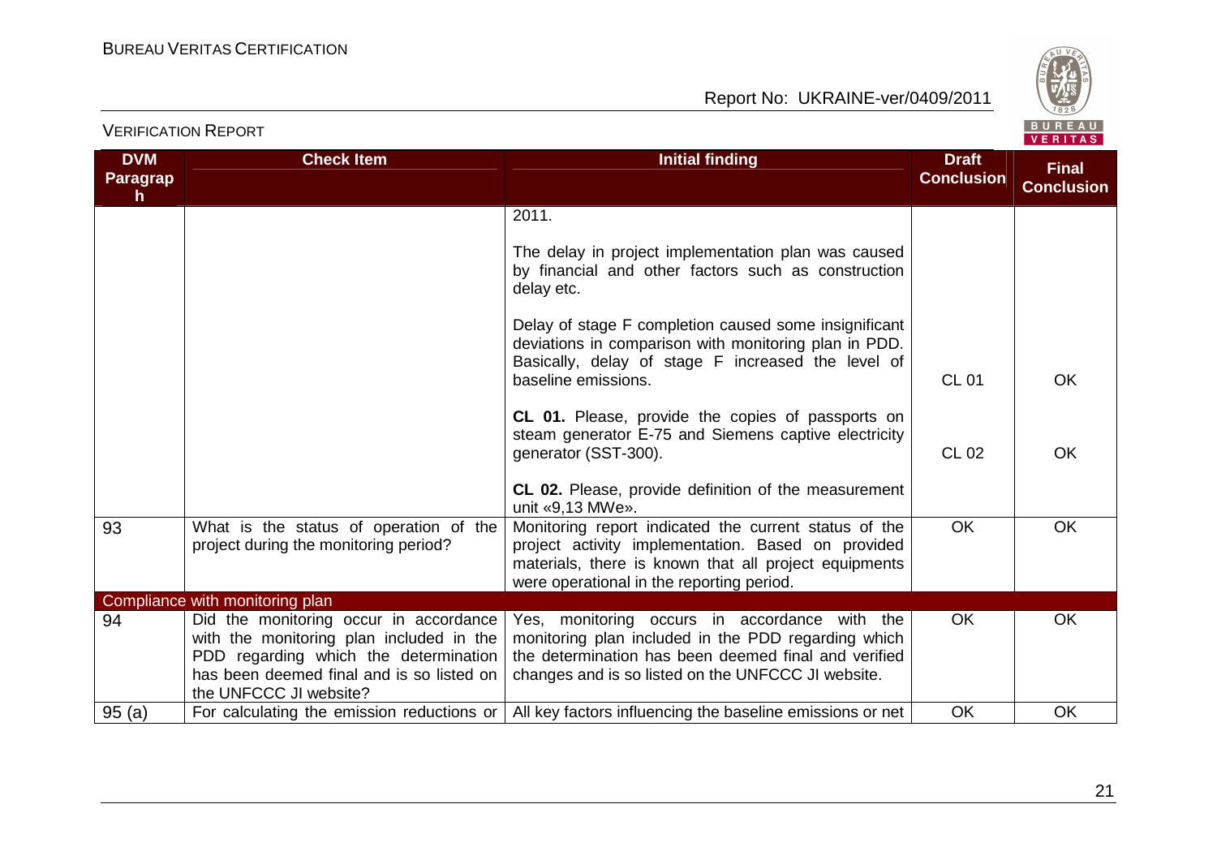| DVM Paragraph | Check Item | Initial finding | Draft Conclusion | Final Conclusion |
|---|---|---|---|---|
| | | 2011.<br><br>The delay in project implementation plan was caused by financial and other factors such as construction delay etc.<br><br>Delay of stage F completion caused some insignificant deviations in comparison with monitoring plan in PDD. Basically, delay of stage F increased the level of baseline emissions.<br><br>**CL 01.** Please, provide the copies of passports on steam generator E-75 and Siemens captive electricity generator (SST-300).<br><br>**CL 02.** Please, provide definition of the measurement unit «9,13 MWe». | CL 01<br><br>CL 02 | OK<br><br>OK |
| 93 | What is the status of operation of the project during the monitoring period? | Monitoring report indicated the current status of the project activity implementation. Based on provided materials, there is known that all project equipments were operational in the reporting period. | OK | OK |
| Compliance with monitoring plan | | | | |
| 94 | Did the monitoring occur in accordance with the monitoring plan included in the PDD regarding which the determination has been deemed final and is so listed on the UNFCCC JI website? | Yes, monitoring occurs in accordance with the monitoring plan included in the PDD regarding which the determination has been deemed final and verified changes and is so listed on the UNFCCC JI website. | OK | OK |
| 95 (a) | For calculating the emission reductions or | All key factors influencing the baseline emissions or net | OK | OK |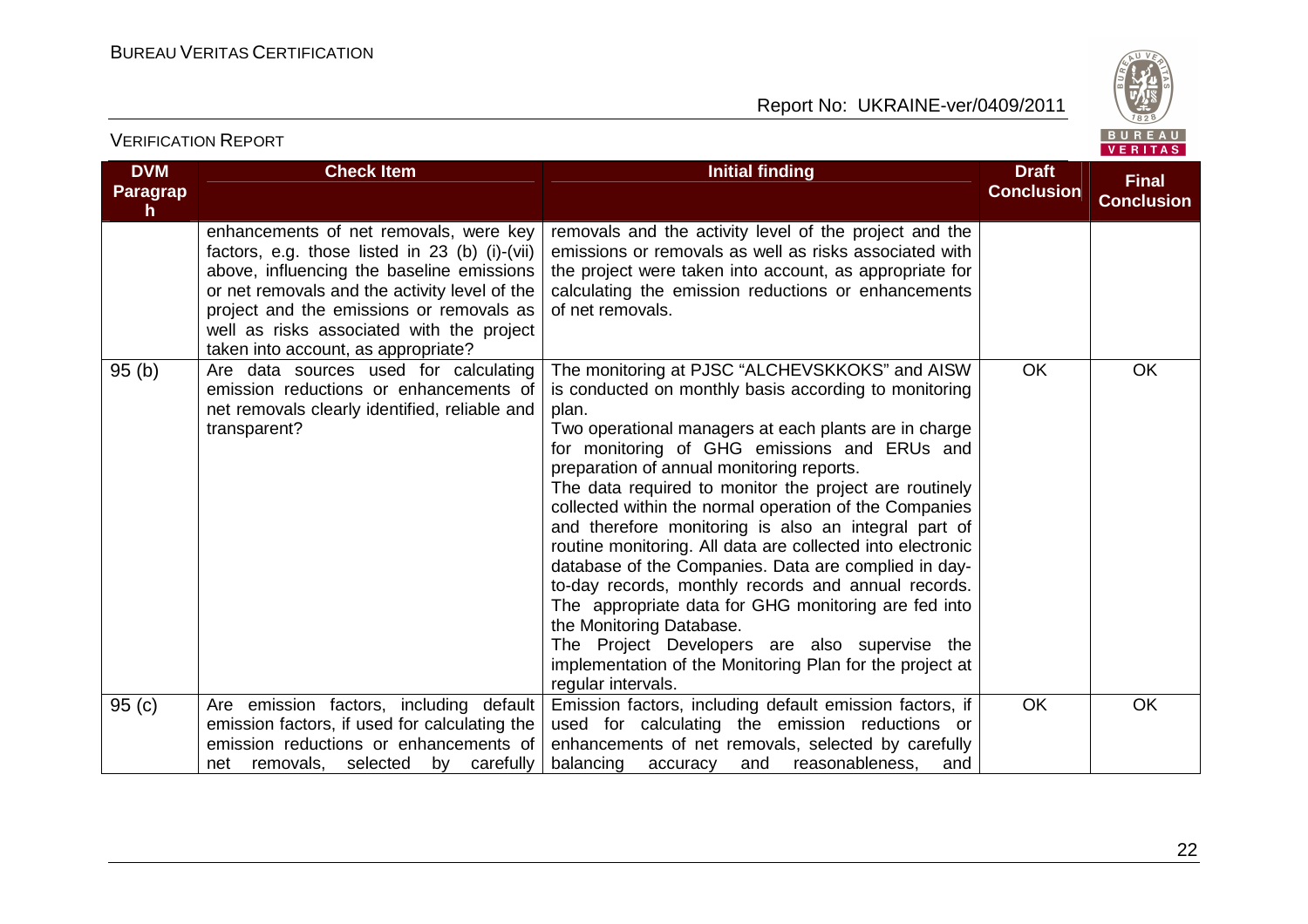| DVM Paragraph | Check Item | Initial finding | Draft Conclusion | Final Conclusion |
|---|---|---|---|---|
| | enhancements of net removals, were key factors, e.g. those listed in 23 (b) (i)-(vii) above, influencing the baseline emissions or net removals and the activity level of the project and the emissions or removals as well as risks associated with the project taken into account, as appropriate? | removals and the activity level of the project and the emissions or removals as well as risks associated with the project were taken into account, as appropriate for calculating the emission reductions or enhancements of net removals. | | |
| 95 (b) | Are data sources used for calculating emission reductions or enhancements of net removals clearly identified, reliable and transparent? | The monitoring at PJSC "ALCHEVSKKOKS" and AISW is conducted on monthly basis according to monitoring plan.<br>Two operational managers at each plants are in charge for monitoring of GHG emissions and ERUs and preparation of annual monitoring reports.<br>The data required to monitor the project are routinely collected within the normal operation of the Companies and therefore monitoring is also an integral part of routine monitoring. All data are collected into electronic database of the Companies. Data are complied in day-to-day records, monthly records and annual records. The appropriate data for GHG monitoring are fed into the Monitoring Database.<br>The Project Developers are also supervise the implementation of the Monitoring Plan for the project at regular intervals. | OK | OK |
| 95 (c) | Are emission factors, including default emission factors, if used for calculating the emission reductions or enhancements of net removals, selected by carefully | Emission factors, including default emission factors, if used for calculating the emission reductions or enhancements of net removals, selected by carefully balancing accuracy and reasonableness, and | OK | OK |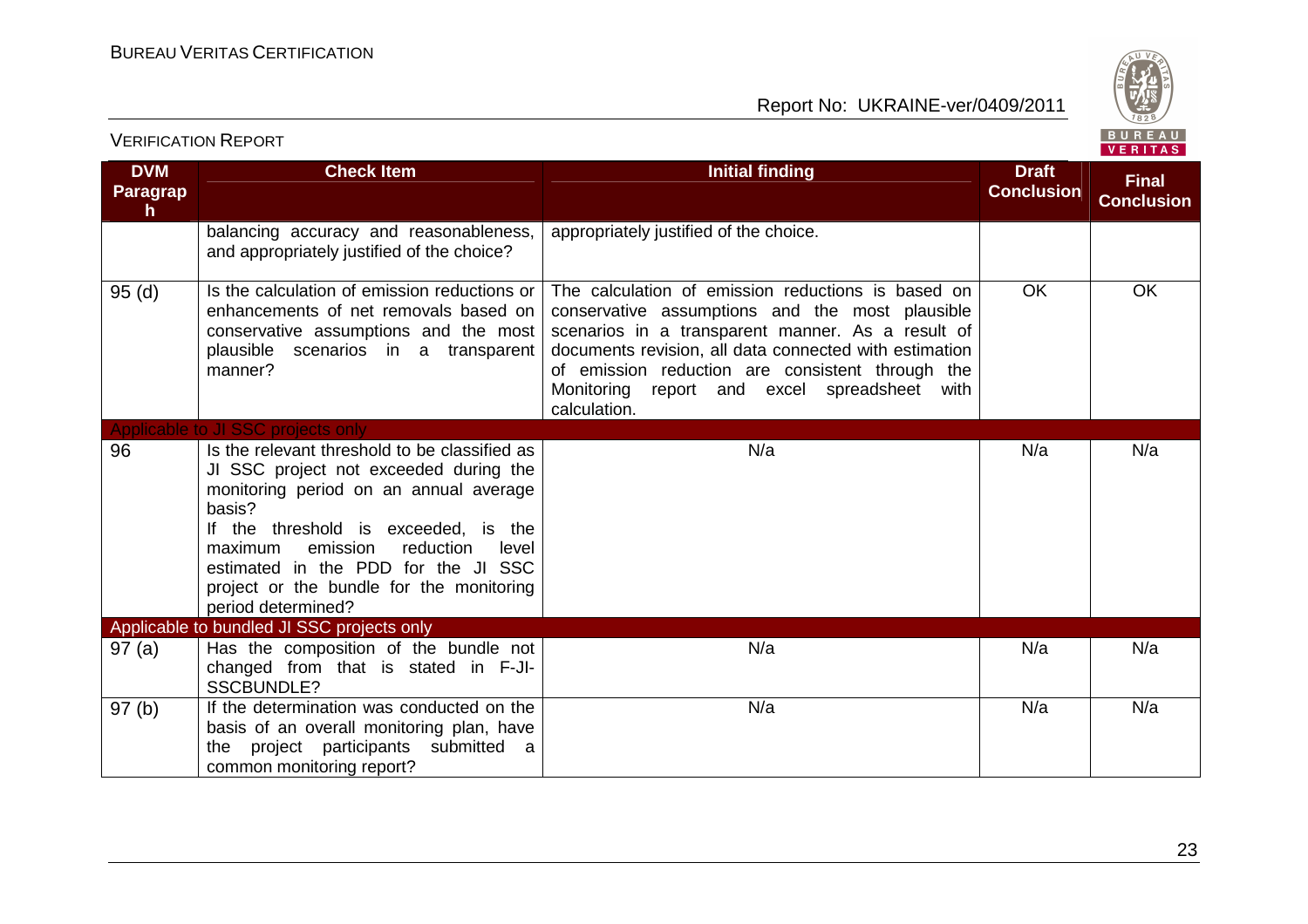| DVM Paragraph | Check Item | Initial finding | Draft Conclusion | Final Conclusion |
|---|---|---|---|---|
| | balancing accuracy and reasonableness, and appropriately justified of the choice? | appropriately justified of the choice. | | |
| 95 (d) | Is the calculation of emission reductions or enhancements of net removals based on conservative assumptions and the most plausible scenarios in a transparent manner? | The calculation of emission reductions is based on conservative assumptions and the most plausible scenarios in a transparent manner. As a result of documents revision, all data connected with estimation of emission reduction are consistent through the Monitoring report and excel spreadsheet with calculation. | OK | OK |
| **Applicable to JI SSC projects only** | | | | |
| 96 | Is the relevant threshold to be classified as JI SSC project not exceeded during the monitoring period on an annual average basis? If the threshold is exceeded, is the maximum emission reduction level estimated in the PDD for the JI SSC project or the bundle for the monitoring period determined? | N/a | N/a | N/a |
| **Applicable to bundled JI SSC projects only** | | | | |
| 97 (a) | Has the composition of the bundle not changed from that is stated in F-JI-SSCBUNDLE? | N/a | N/a | N/a |
| 97 (b) | If the determination was conducted on the basis of an overall monitoring plan, have the project participants submitted a common monitoring report? | N/a | N/a | N/a |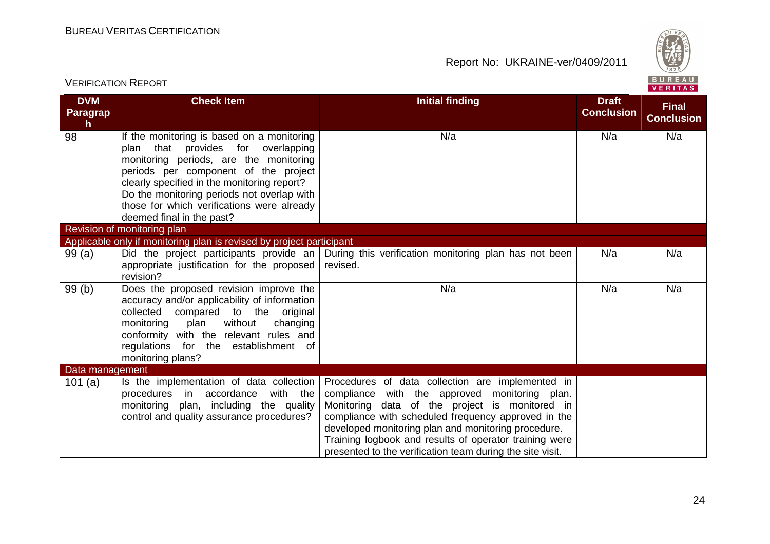| DVM Paragraph | Check Item | Initial finding | Draft Conclusion | Final Conclusion |
|---|---|---|---|---|
| 98 | If the monitoring is based on a monitoring plan that provides for overlapping monitoring periods, are the monitoring periods per component of the project clearly specified in the monitoring report? Do the monitoring periods not overlap with those for which verifications were already deemed final in the past? | N/a | N/a | N/a |
| Revision of monitoring plan | | | | |
| Applicable only if monitoring plan is revised by project participant | | | | |
| 99 (a) | Did the project participants provide an appropriate justification for the proposed revision? | During this verification monitoring plan has not been revised. | N/a | N/a |
| 99 (b) | Does the proposed revision improve the accuracy and/or applicability of information collected compared to the original monitoring plan without changing conformity with the relevant rules and regulations for the establishment of monitoring plans? | N/a | N/a | N/a |
| Data management | | | | |
| 101 (a) | Is the implementation of data collection procedures in accordance with the monitoring plan, including the quality control and quality assurance procedures? | Procedures of data collection are implemented in compliance with the approved monitoring plan. Monitoring data of the project is monitored in compliance with scheduled frequency approved in the developed monitoring plan and monitoring procedure. Training logbook and results of operator training were presented to the verification team during the site visit. | | |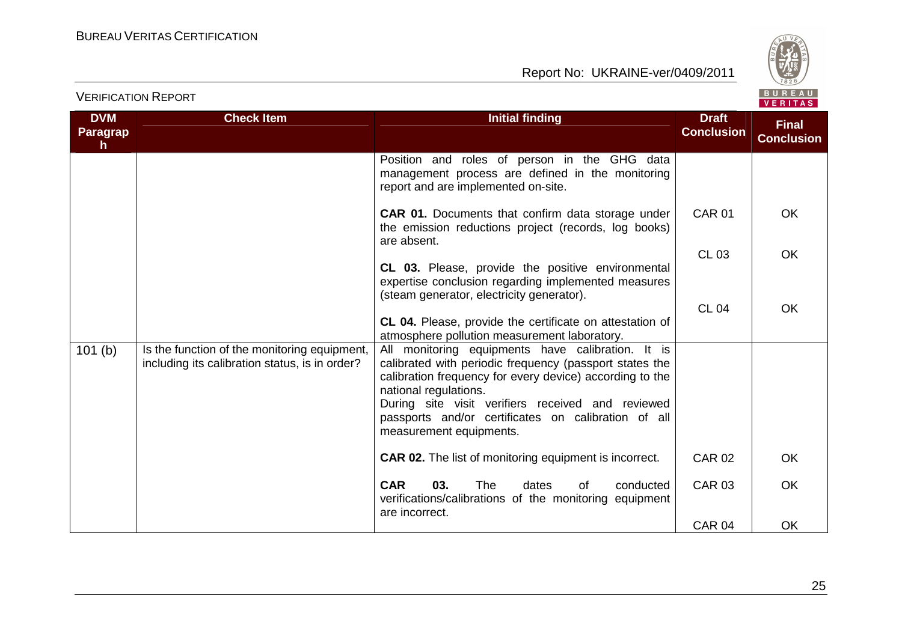| DVM Paragraph | Check Item | Initial finding | Draft Conclusion | Final Conclusion |
|---|---|---|---|---|
| | | Position and roles of person in the GHG data management process are defined in the monitoring report and are implemented on-site. | | |
| | | **CAR 01.** Documents that confirm data storage under the emission reductions project (records, log books) are absent. | CAR 01 | OK |
| | | **CL 03.** Please, provide the positive environmental expertise conclusion regarding implemented measures (steam generator, electricity generator). | CL 03 | OK |
| | | **CL 04.** Please, provide the certificate on attestation of atmosphere pollution measurement laboratory. | CL 04 | OK |
| 101 (b) | Is the function of the monitoring equipment, including its calibration status, is in order? | All monitoring equipments have calibration. It is calibrated with periodic frequency (passport states the calibration frequency for every device) according to the national regulations.<br>During site visit verifiers received and reviewed passports and/or certificates on calibration of all measurement equipments. | | |
| | | **CAR 02.** The list of monitoring equipment is incorrect. | CAR 02 | OK |
| | | **CAR 03.** The dates of conducted verifications/calibrations of the monitoring equipment are incorrect. | CAR 03 | OK |
| | | | CAR 04 | OK |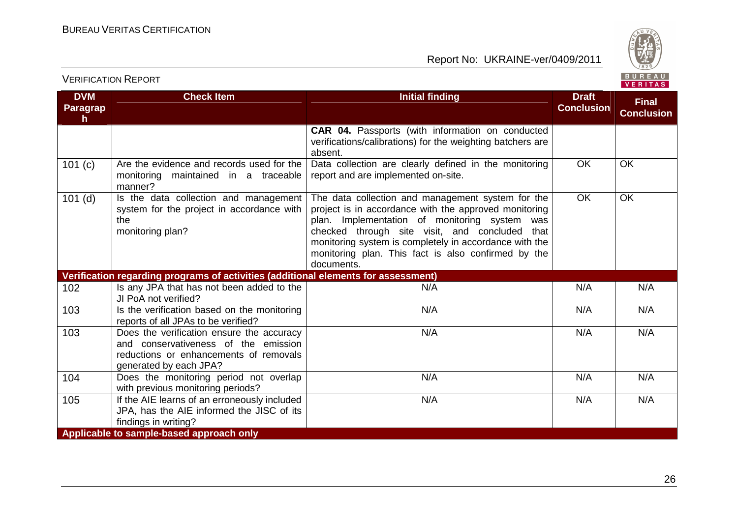| DVM Paragraph | Check Item | Initial finding | Draft Conclusion | Final Conclusion |
|---|---|---|---|---|
| | | **CAR 04.** Passports (with information on conducted verifications/calibrations) for the weighting batchers are absent. | | |
| 101 (c) | Are the evidence and records used for the monitoring maintained in a traceable manner? | Data collection are clearly defined in the monitoring report and are implemented on-site. | OK | OK |
| 101 (d) | Is the data collection and management system for the project in accordance with the monitoring plan? | The data collection and management system for the project is in accordance with the approved monitoring plan. Implementation of monitoring system was checked through site visit, and concluded that monitoring system is completely in accordance with the monitoring plan. This fact is also confirmed by the documents. | OK | OK |
| **Verification regarding programs of activities (additional elements for assessment)** | | | | |
| 102 | Is any JPA that has not been added to the JI PoA not verified? | N/A | N/A | N/A |
| 103 | Is the verification based on the monitoring reports of all JPAs to be verified? | N/A | N/A | N/A |
| 103 | Does the verification ensure the accuracy and conservativeness of the emission reductions or enhancements of removals generated by each JPA? | N/A | N/A | N/A |
| 104 | Does the monitoring period not overlap with previous monitoring periods? | N/A | N/A | N/A |
| 105 | If the AIE learns of an erroneously included JPA, has the AIE informed the JISC of its findings in writing? | N/A | N/A | N/A |
| **Applicable to sample-based approach only** | | | | |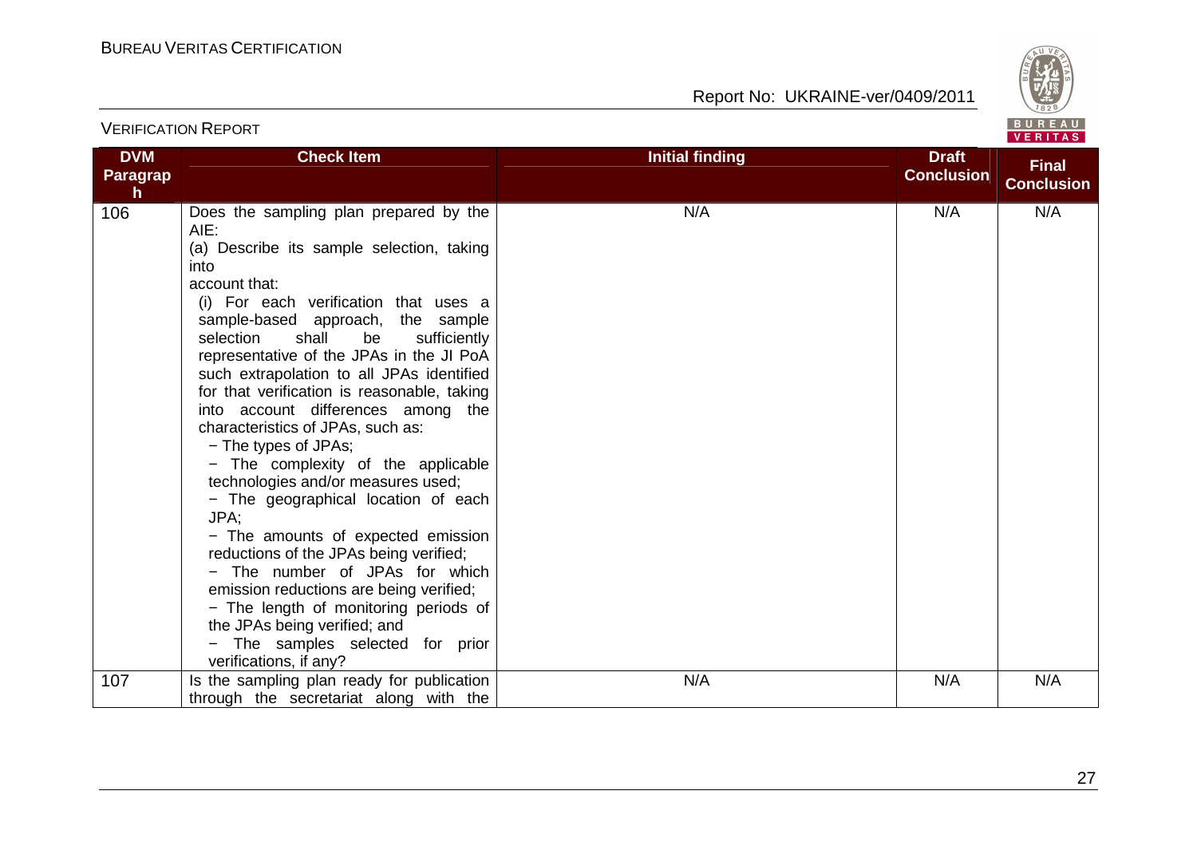| DVM Paragraph | Check Item | Initial finding | Draft Conclusion | Final Conclusion |
|---|---|---|---|---|
| 106 | Does the sampling plan prepared by the AIE:<br>(a) Describe its sample selection, taking into account that:<br>(i) For each verification that uses a sample-based approach, the sample selection shall be sufficiently representative of the JPAs in the JI PoA such extrapolation to all JPAs identified for that verification is reasonable, taking into account differences among the characteristics of JPAs, such as:<br>− The types of JPAs;<br>− The complexity of the applicable technologies and/or measures used;<br>− The geographical location of each JPA;<br>− The amounts of expected emission reductions of the JPAs being verified;<br>− The number of JPAs for which emission reductions are being verified;<br>− The length of monitoring periods of the JPAs being verified; and<br>− The samples selected for prior verifications, if any? | N/A | N/A | N/A |
| 107 | Is the sampling plan ready for publication through the secretariat along with the | N/A | N/A | N/A |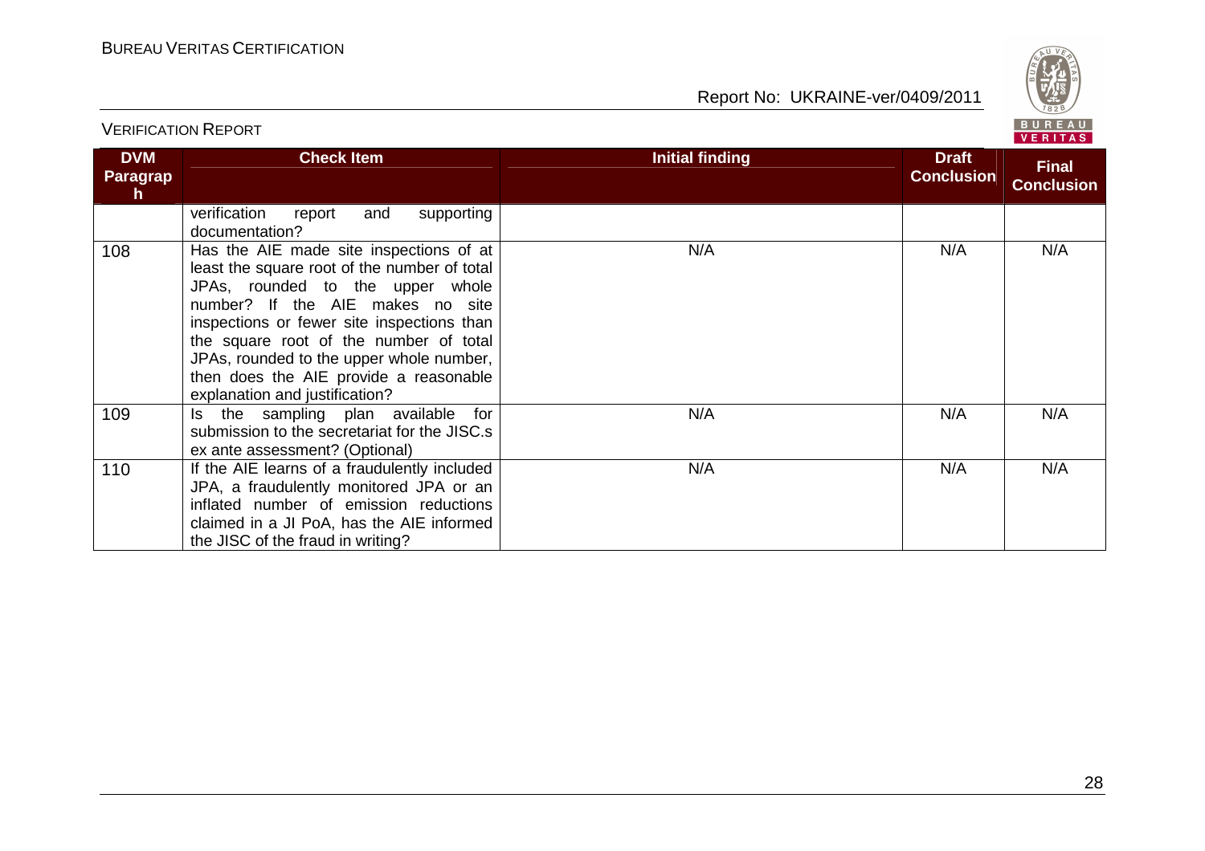| DVM Paragraph | Check Item | Initial finding | Draft Conclusion | Final Conclusion |
|---|---|---|---|---|
| | verification report and supporting documentation? | | | |
| 108 | Has the AIE made site inspections of at least the square root of the number of total JPAs, rounded to the upper whole number? If the AIE makes no site inspections or fewer site inspections than the square root of the number of total JPAs, rounded to the upper whole number, then does the AIE provide a reasonable explanation and justification? | N/A | N/A | N/A |
| 109 | Is the sampling plan available for submission to the secretariat for the JISC.s ex ante assessment? (Optional) | N/A | N/A | N/A |
| 110 | If the AIE learns of a fraudulently included JPA, a fraudulently monitored JPA or an inflated number of emission reductions claimed in a JI PoA, has the AIE informed the JISC of the fraud in writing? | N/A | N/A | N/A |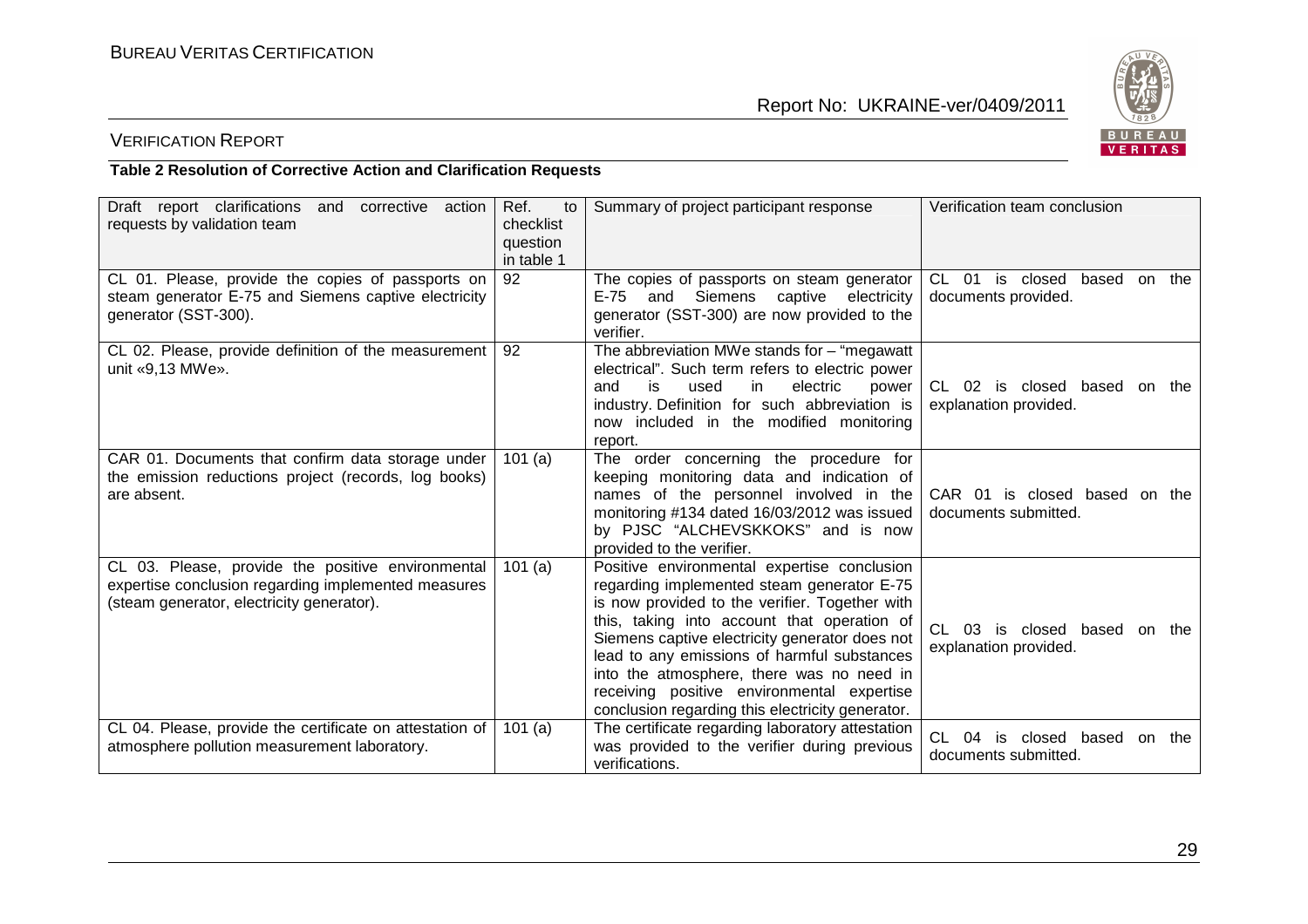VERIFICATION REPORT

**Table 2 Resolution of Corrective Action and Clarification Requests**

| Draft report clarifications and corrective action requests by validation team | Ref. to checklist question in table 1 | Summary of project participant response | Verification team conclusion |
|---|---|---|---|
| CL 01. Please, provide the copies of passports on steam generator E-75 and Siemens captive electricity generator (SST-300). | 92 | The copies of passports on steam generator E-75 and Siemens captive electricity generator (SST-300) are now provided to the verifier. | CL 01 is closed based on the documents provided. |
| CL 02. Please, provide definition of the measurement unit «9,13 MWe». | 92 | The abbreviation MWe stands for – "megawatt electrical". Such term refers to electric power and is used in electric power industry. Definition for such abbreviation is now included in the modified monitoring report. | CL 02 is closed based on the explanation provided. |
| CAR 01. Documents that confirm data storage under the emission reductions project (records, log books) are absent. | 101 (a) | The order concerning the procedure for keeping monitoring data and indication of names of the personnel involved in the monitoring #134 dated 16/03/2012 was issued by PJSC "ALCHEVSKKOKS" and is now provided to the verifier. | CAR 01 is closed based on the documents submitted. |
| CL 03. Please, provide the positive environmental expertise conclusion regarding implemented measures (steam generator, electricity generator). | 101 (a) | Positive environmental expertise conclusion regarding implemented steam generator E-75 is now provided to the verifier. Together with this, taking into account that operation of Siemens captive electricity generator does not lead to any emissions of harmful substances into the atmosphere, there was no need in receiving positive environmental expertise conclusion regarding this electricity generator. | CL 03 is closed based on the explanation provided. |
| CL 04. Please, provide the certificate on attestation of atmosphere pollution measurement laboratory. | 101 (a) | The certificate regarding laboratory attestation was provided to the verifier during previous verifications. | CL 04 is closed based on the documents submitted. |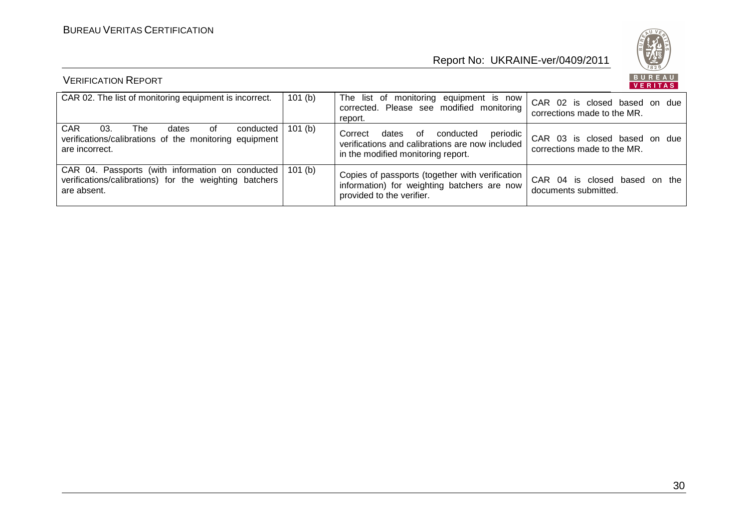| | | | |
|---|---|---|---|
| CAR 02. The list of monitoring equipment is incorrect. | 101 (b) | The list of monitoring equipment is now corrected. Please see modified monitoring report. | CAR 02 is closed based on due corrections made to the MR. |
| CAR 03. The dates of conducted verifications/calibrations of the monitoring equipment are incorrect. | 101 (b) | Correct dates of conducted periodic verifications and calibrations are now included in the modified monitoring report. | CAR 03 is closed based on due corrections made to the MR. |
| CAR 04. Passports (with information on conducted verifications/calibrations) for the weighting batchers are absent. | 101 (b) | Copies of passports (together with verification information) for weighting batchers are now provided to the verifier. | CAR 04 is closed based on the documents submitted. |